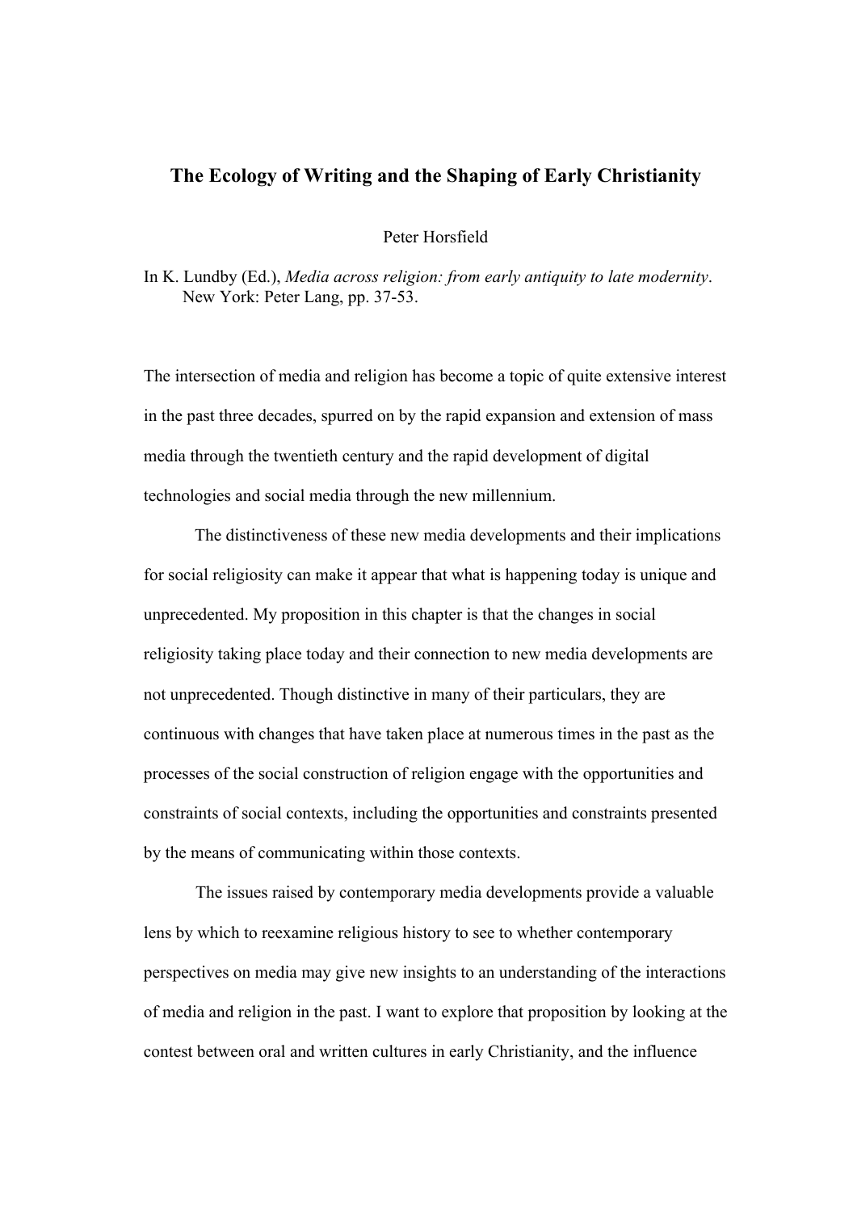# The Ecology of Writing and the Shaping of Early Christianity

Peter Horsfield

In K. Lundby (Ed.), *Media across religion: from early antiquity to late modernity*. New York: Peter Lang, pp. 37-53.

The intersection of media and religion has become a topic of quite extensive interest in the past three decades, spurred on by the rapid expansion and extension of mass media through the twentieth century and the rapid development of digital technologies and social media through the new millennium.

The distinctiveness of these new media developments and their implications for social religiosity can make it appear that what is happening today is unique and unprecedented. My proposition in this chapter is that the changes in social religiosity taking place today and their connection to new media developments are not unprecedented. Though distinctive in many of their particulars, they are continuous with changes that have taken place at numerous times in the past as the processes of the social construction of religion engage with the opportunities and constraints of social contexts, including the opportunities and constraints presented by the means of communicating within those contexts.

The issues raised by contemporary media developments provide a valuable lens by which to reexamine religious history to see to whether contemporary perspectives on media may give new insights to an understanding of the interactions of media and religion in the past. I want to explore that proposition by looking at the contest between oral and written cultures in early Christianity, and the influence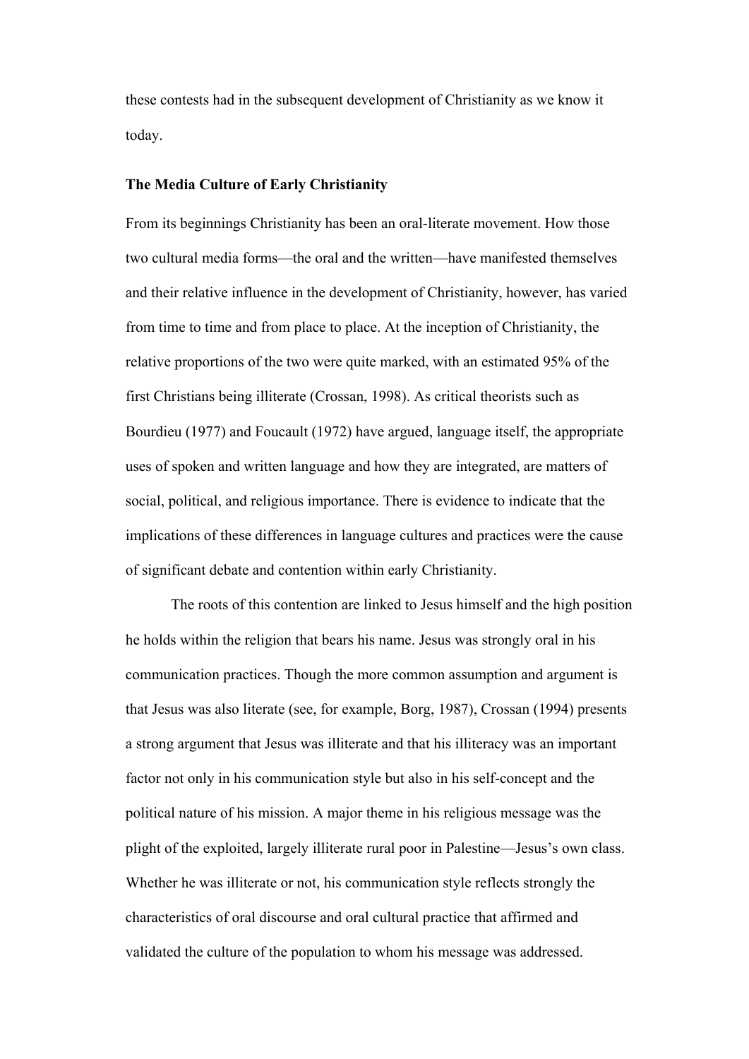these contests had in the subsequent development of Christianity as we know it today.

**The Media Culture of Early Christianity**

From its beginnings Christianity has been an oral-literate movement. How those two cultural media forms—the oral and the written—have manifested themselves and their relative influence in the development of Christianity, however, has varied from time to time and from place to place. At the inception of Christianity, the relative proportions of the two were quite marked, with an estimated 95% of the first Christians being illiterate (Crossan, 1998). As critical theorists such as Bourdieu (1977) and Foucault (1972) have argued, language itself, the appropriate uses of spoken and written language and how they are integrated, are matters of social, political, and religious importance. There is evidence to indicate that the implications of these differences in language cultures and practices were the cause of significant debate and contention within early Christianity.

The roots of this contention are linked to Jesus himself and the high position he holds within the religion that bears his name. Jesus was strongly oral in his communication practices. Though the more common assumption and argument is that Jesus was also literate (see, for example, Borg, 1987), Crossan (1994) presents a strong argument that Jesus was illiterate and that his illiteracy was an important factor not only in his communication style but also in his self-concept and the political nature of his mission. A major theme in his religious message was the plight of the exploited, largely illiterate rural poor in Palestine—Jesus's own class. Whether he was illiterate or not, his communication style reflects strongly the characteristics of oral discourse and oral cultural practice that affirmed and validated the culture of the population to whom his message was addressed.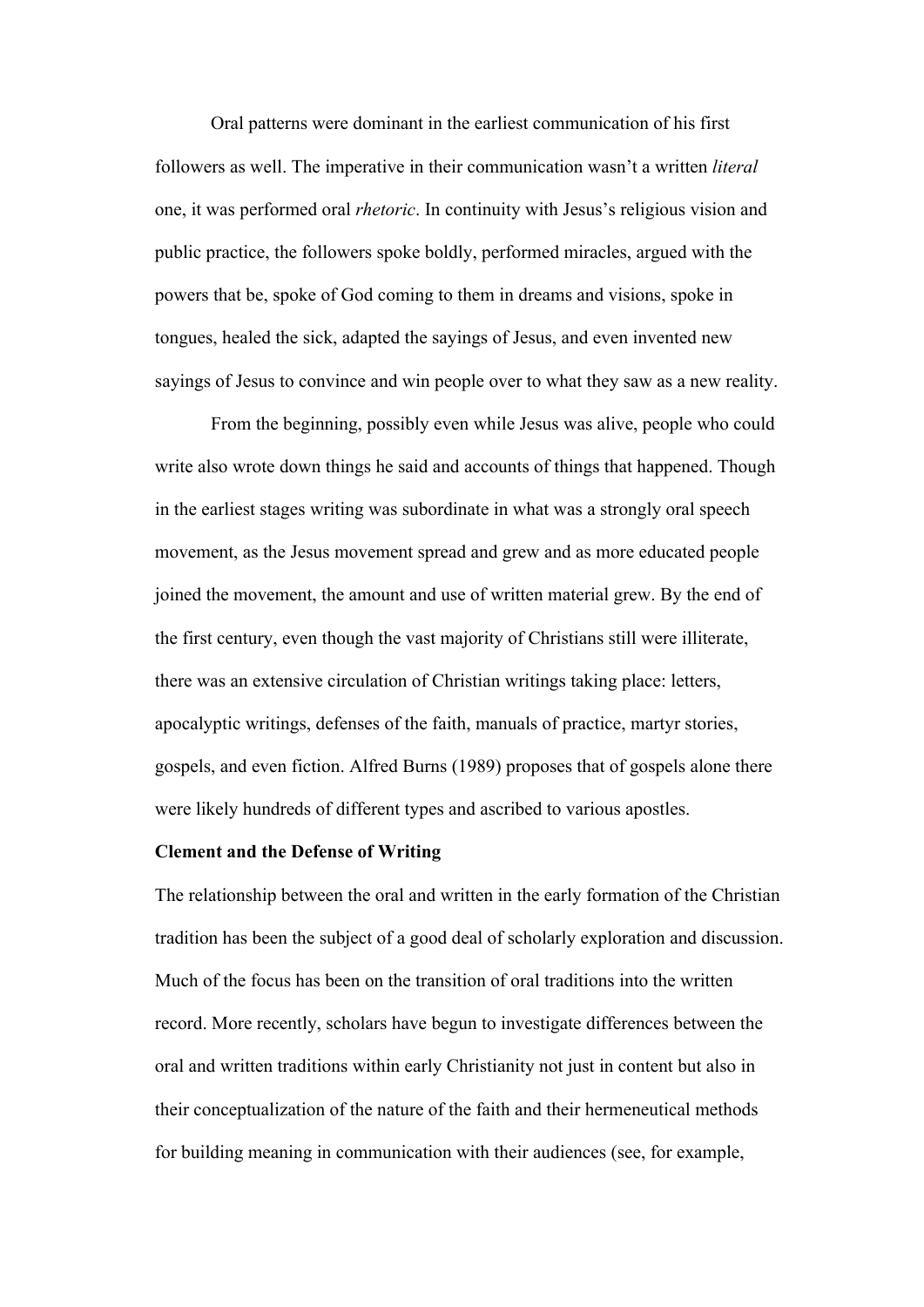Oral patterns were dominant in the earliest communication of his first followers as well. The imperative in their communication wasn't a written *literal* one, it was performed oral *rhetoric*. In continuity with Jesus's religious vision and public practice, the followers spoke boldly, performed miracles, argued with the powers that be, spoke of God coming to them in dreams and visions, spoke in tongues, healed the sick, adapted the sayings of Jesus, and even invented new sayings of Jesus to convince and win people over to what they saw as a new reality.

From the beginning, possibly even while Jesus was alive, people who could write also wrote down things he said and accounts of things that happened. Though in the earliest stages writing was subordinate in what was a strongly oral speech movement, as the Jesus movement spread and grew and as more educated people joined the movement, the amount and use of written material grew. By the end of the first century, even though the vast majority of Christians still were illiterate, there was an extensive circulation of Christian writings taking place: letters, apocalyptic writings, defenses of the faith, manuals of practice, martyr stories, gospels, and even fiction. Alfred Burns (1989) proposes that of gospels alone there were likely hundreds of different types and ascribed to various apostles.

**Clement and the Defense of Writing**

The relationship between the oral and written in the early formation of the Christian tradition has been the subject of a good deal of scholarly exploration and discussion. Much of the focus has been on the transition of oral traditions into the written record. More recently, scholars have begun to investigate differences between the oral and written traditions within early Christianity not just in content but also in their conceptualization of the nature of the faith and their hermeneutical methods for building meaning in communication with their audiences (see, for example,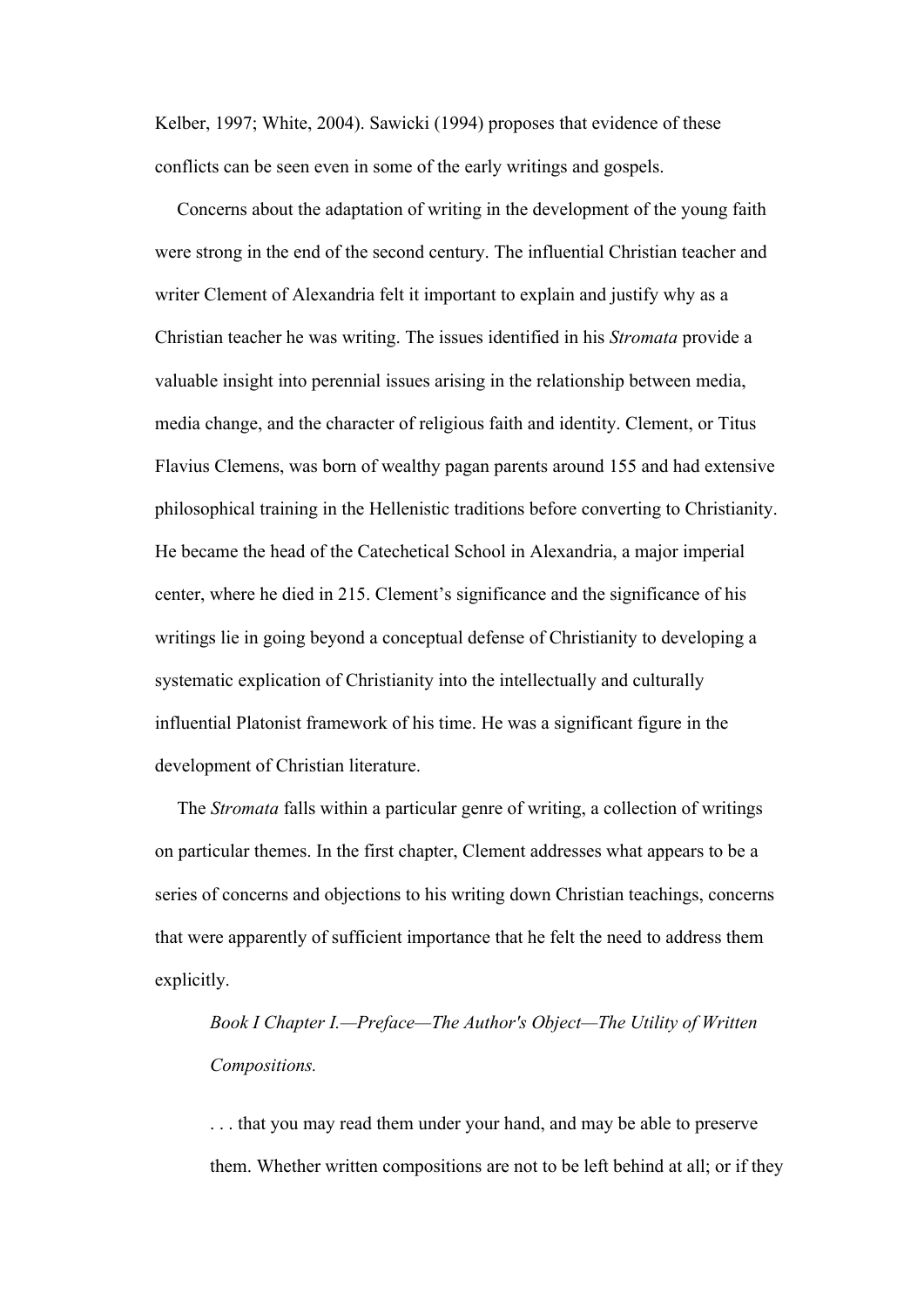Kelber, 1997; White, 2004). Sawicki (1994) proposes that evidence of these conflicts can be seen even in some of the early writings and gospels.

Concerns about the adaptation of writing in the development of the young faith were strong in the end of the second century. The influential Christian teacher and writer Clement of Alexandria felt it important to explain and justify why as a Christian teacher he was writing. The issues identified in his *Stromata* provide a valuable insight into perennial issues arising in the relationship between media, media change, and the character of religious faith and identity. Clement, or Titus Flavius Clemens, was born of wealthy pagan parents around 155 and had extensive philosophical training in the Hellenistic traditions before converting to Christianity. He became the head of the Catechetical School in Alexandria, a major imperial center, where he died in 215. Clement's significance and the significance of his writings lie in going beyond a conceptual defense of Christianity to developing a systematic explication of Christianity into the intellectually and culturally influential Platonist framework of his time. He was a significant figure in the development of Christian literature.

The *Stromata* falls within a particular genre of writing, a collection of writings on particular themes. In the first chapter, Clement addresses what appears to be a series of concerns and objections to his writing down Christian teachings, concerns that were apparently of sufficient importance that he felt the need to address them explicitly.

> *Book I Chapter I.—Preface—The Author's Object—The Utility of Written Compositions.*
>
> . . . that you may read them under your hand, and may be able to preserve them. Whether written compositions are not to be left behind at all; or if they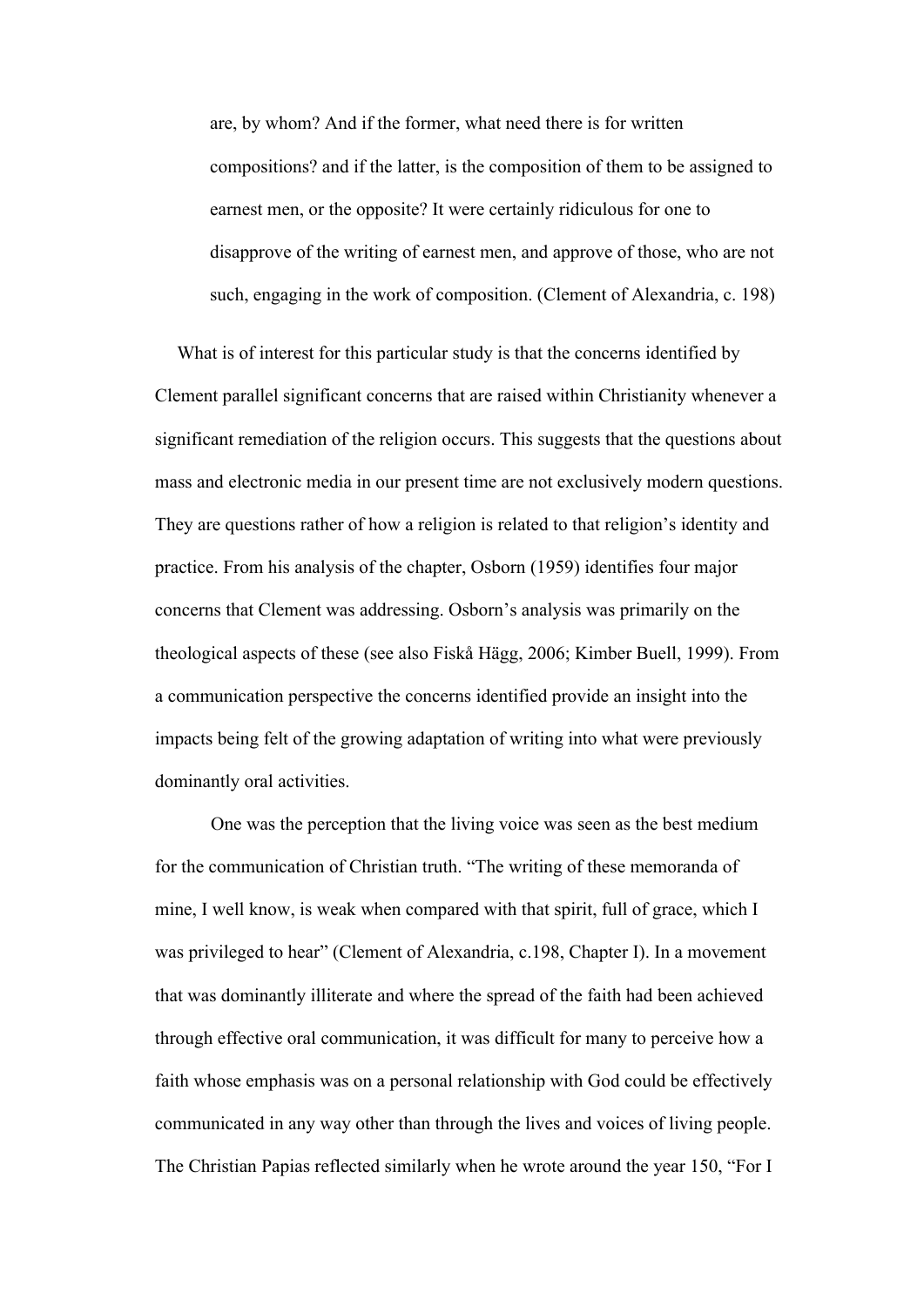> are, by whom? And if the former, what need there is for written compositions? and if the latter, is the composition of them to be assigned to earnest men, or the opposite? It were certainly ridiculous for one to disapprove of the writing of earnest men, and approve of those, who are not such, engaging in the work of composition. (Clement of Alexandria, c. 198)

What is of interest for this particular study is that the concerns identified by Clement parallel significant concerns that are raised within Christianity whenever a significant remediation of the religion occurs. This suggests that the questions about mass and electronic media in our present time are not exclusively modern questions. They are questions rather of how a religion is related to that religion's identity and practice. From his analysis of the chapter, Osborn (1959) identifies four major concerns that Clement was addressing. Osborn's analysis was primarily on the theological aspects of these (see also Fiskå Hägg, 2006; Kimber Buell, 1999). From a communication perspective the concerns identified provide an insight into the impacts being felt of the growing adaptation of writing into what were previously dominantly oral activities.

One was the perception that the living voice was seen as the best medium for the communication of Christian truth. "The writing of these memoranda of mine, I well know, is weak when compared with that spirit, full of grace, which I was privileged to hear" (Clement of Alexandria, c.198, Chapter I). In a movement that was dominantly illiterate and where the spread of the faith had been achieved through effective oral communication, it was difficult for many to perceive how a faith whose emphasis was on a personal relationship with God could be effectively communicated in any way other than through the lives and voices of living people. The Christian Papias reflected similarly when he wrote around the year 150, "For I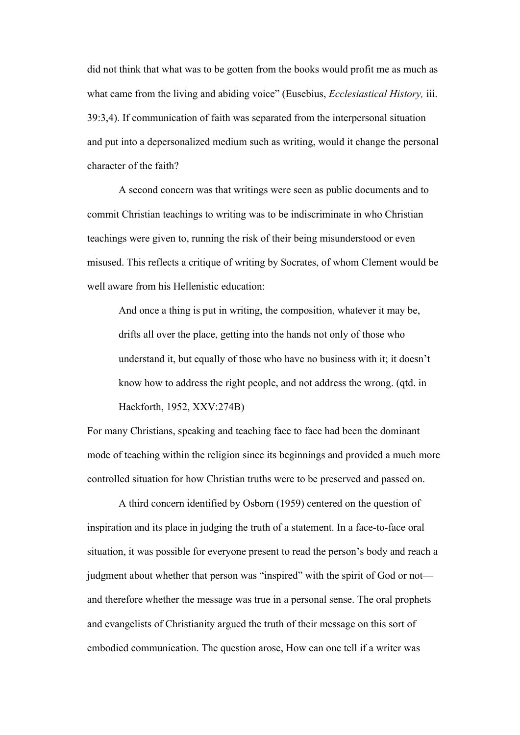did not think that what was to be gotten from the books would profit me as much as what came from the living and abiding voice" (Eusebius, *Ecclesiastical History,* iii. 39:3,4). If communication of faith was separated from the interpersonal situation and put into a depersonalized medium such as writing, would it change the personal character of the faith?

A second concern was that writings were seen as public documents and to commit Christian teachings to writing was to be indiscriminate in who Christian teachings were given to, running the risk of their being misunderstood or even misused. This reflects a critique of writing by Socrates, of whom Clement would be well aware from his Hellenistic education:

> And once a thing is put in writing, the composition, whatever it may be, drifts all over the place, getting into the hands not only of those who understand it, but equally of those who have no business with it; it doesn't know how to address the right people, and not address the wrong. (qtd. in Hackforth, 1952, XXV:274B)

For many Christians, speaking and teaching face to face had been the dominant mode of teaching within the religion since its beginnings and provided a much more controlled situation for how Christian truths were to be preserved and passed on.

A third concern identified by Osborn (1959) centered on the question of inspiration and its place in judging the truth of a statement. In a face-to-face oral situation, it was possible for everyone present to read the person's body and reach a judgment about whether that person was "inspired" with the spirit of God or not—and therefore whether the message was true in a personal sense. The oral prophets and evangelists of Christianity argued the truth of their message on this sort of embodied communication. The question arose, How can one tell if a writer was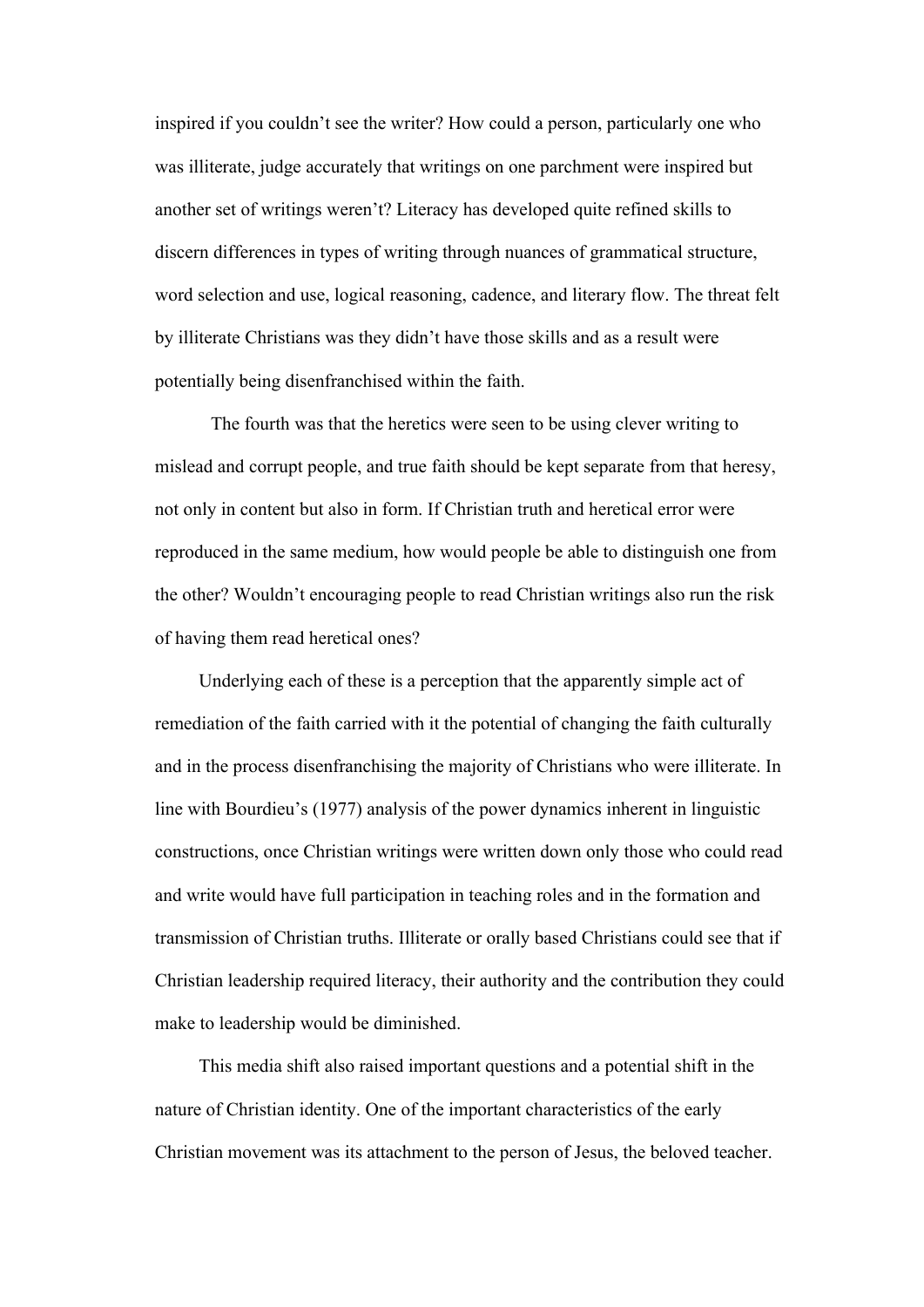inspired if you couldn't see the writer? How could a person, particularly one who was illiterate, judge accurately that writings on one parchment were inspired but another set of writings weren't? Literacy has developed quite refined skills to discern differences in types of writing through nuances of grammatical structure, word selection and use, logical reasoning, cadence, and literary flow. The threat felt by illiterate Christians was they didn't have those skills and as a result were potentially being disenfranchised within the faith.

The fourth was that the heretics were seen to be using clever writing to mislead and corrupt people, and true faith should be kept separate from that heresy, not only in content but also in form. If Christian truth and heretical error were reproduced in the same medium, how would people be able to distinguish one from the other? Wouldn't encouraging people to read Christian writings also run the risk of having them read heretical ones?

Underlying each of these is a perception that the apparently simple act of remediation of the faith carried with it the potential of changing the faith culturally and in the process disenfranchising the majority of Christians who were illiterate. In line with Bourdieu's (1977) analysis of the power dynamics inherent in linguistic constructions, once Christian writings were written down only those who could read and write would have full participation in teaching roles and in the formation and transmission of Christian truths. Illiterate or orally based Christians could see that if Christian leadership required literacy, their authority and the contribution they could make to leadership would be diminished.

This media shift also raised important questions and a potential shift in the nature of Christian identity. One of the important characteristics of the early Christian movement was its attachment to the person of Jesus, the beloved teacher.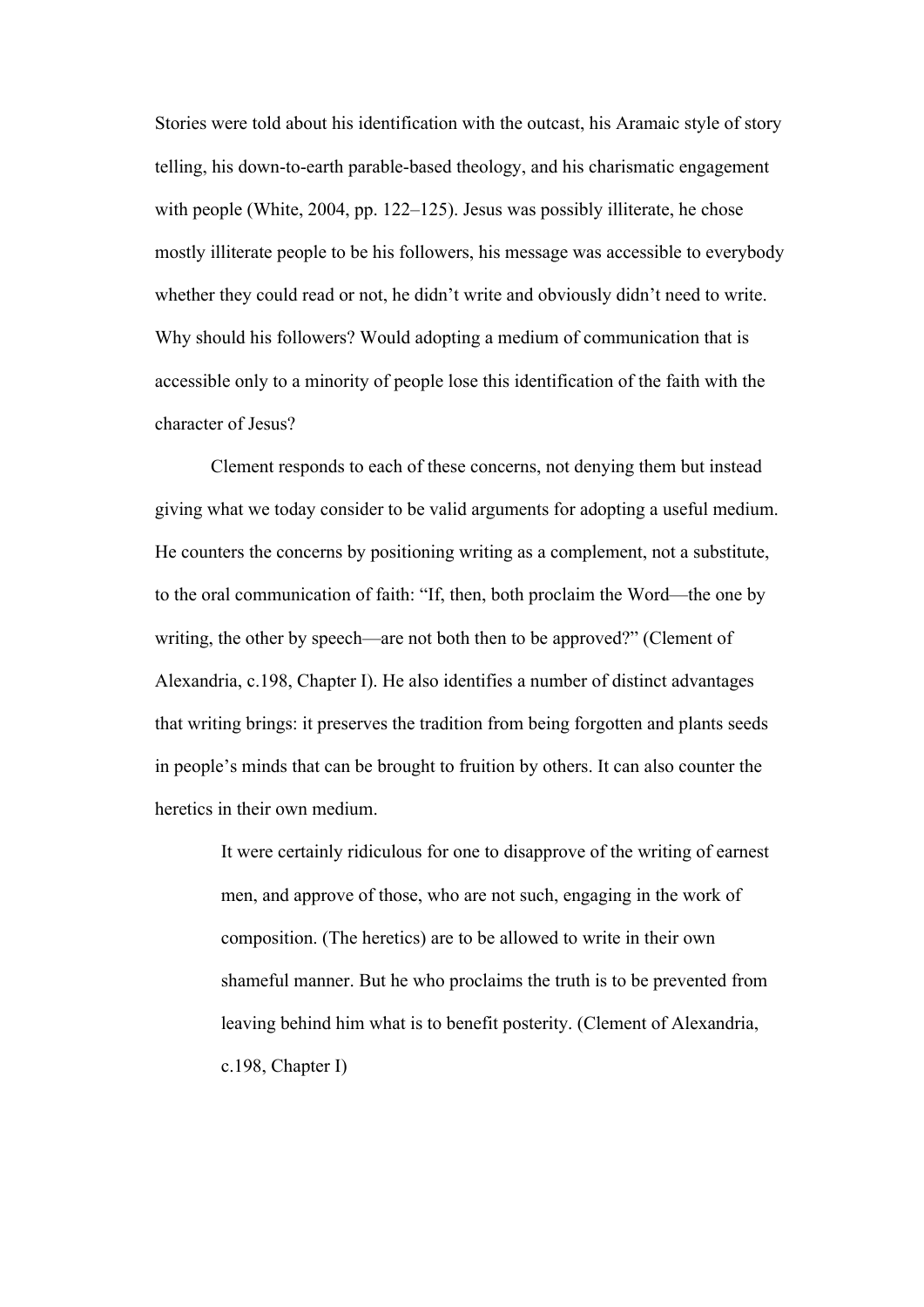Stories were told about his identification with the outcast, his Aramaic style of story telling, his down-to-earth parable-based theology, and his charismatic engagement with people (White, 2004, pp. 122–125). Jesus was possibly illiterate, he chose mostly illiterate people to be his followers, his message was accessible to everybody whether they could read or not, he didn't write and obviously didn't need to write. Why should his followers? Would adopting a medium of communication that is accessible only to a minority of people lose this identification of the faith with the character of Jesus?

Clement responds to each of these concerns, not denying them but instead giving what we today consider to be valid arguments for adopting a useful medium. He counters the concerns by positioning writing as a complement, not a substitute, to the oral communication of faith: "If, then, both proclaim the Word—the one by writing, the other by speech—are not both then to be approved?" (Clement of Alexandria, c.198, Chapter I). He also identifies a number of distinct advantages that writing brings: it preserves the tradition from being forgotten and plants seeds in people's minds that can be brought to fruition by others. It can also counter the heretics in their own medium.

> It were certainly ridiculous for one to disapprove of the writing of earnest men, and approve of those, who are not such, engaging in the work of composition. (The heretics) are to be allowed to write in their own shameful manner. But he who proclaims the truth is to be prevented from leaving behind him what is to benefit posterity. (Clement of Alexandria, c.198, Chapter I)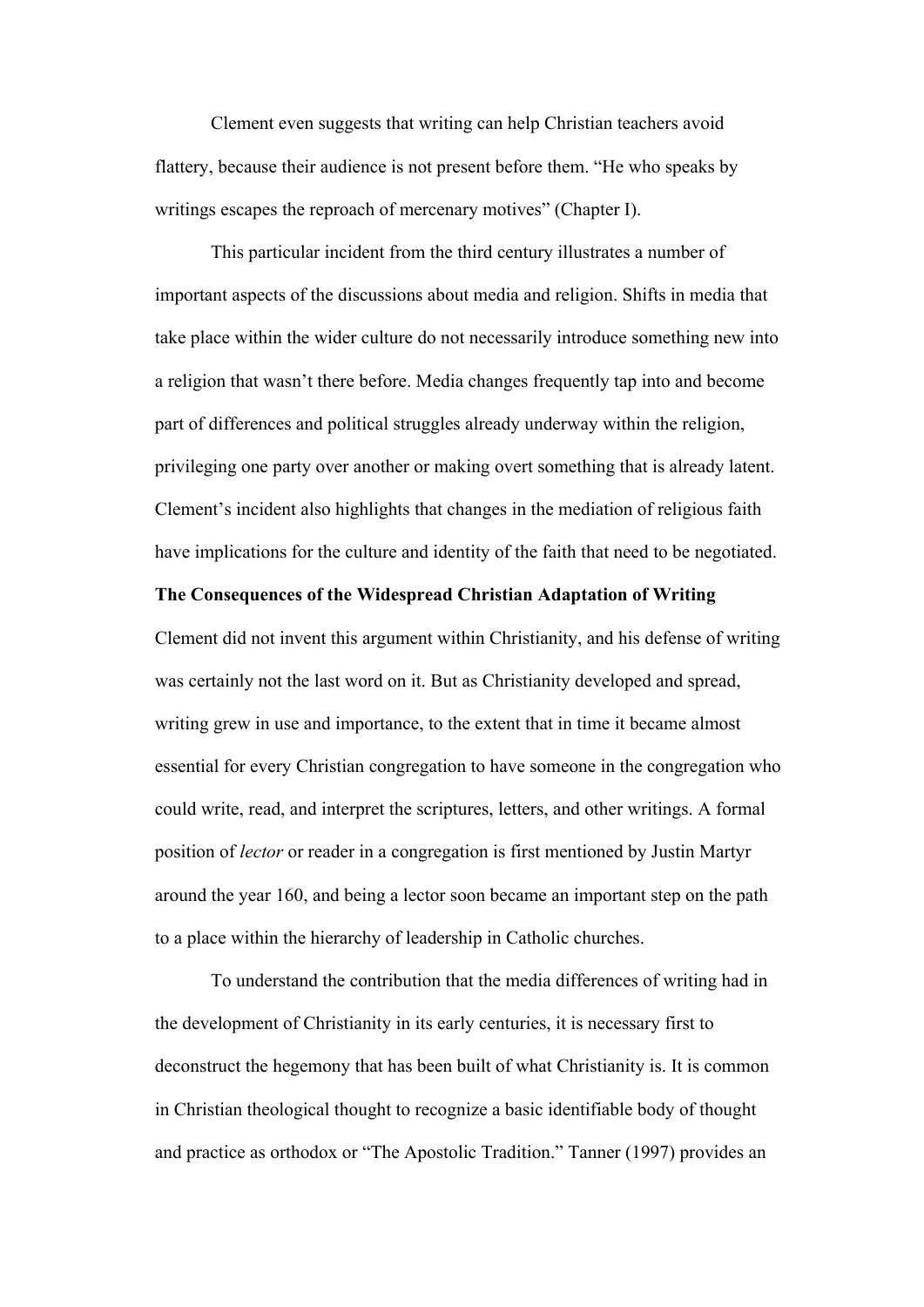Clement even suggests that writing can help Christian teachers avoid flattery, because their audience is not present before them. "He who speaks by writings escapes the reproach of mercenary motives" (Chapter I).

This particular incident from the third century illustrates a number of important aspects of the discussions about media and religion. Shifts in media that take place within the wider culture do not necessarily introduce something new into a religion that wasn't there before. Media changes frequently tap into and become part of differences and political struggles already underway within the religion, privileging one party over another or making overt something that is already latent. Clement's incident also highlights that changes in the mediation of religious faith have implications for the culture and identity of the faith that need to be negotiated.

**The Consequences of the Widespread Christian Adaptation of Writing**

Clement did not invent this argument within Christianity, and his defense of writing was certainly not the last word on it. But as Christianity developed and spread, writing grew in use and importance, to the extent that in time it became almost essential for every Christian congregation to have someone in the congregation who could write, read, and interpret the scriptures, letters, and other writings. A formal position of *lector* or reader in a congregation is first mentioned by Justin Martyr around the year 160, and being a lector soon became an important step on the path to a place within the hierarchy of leadership in Catholic churches.

To understand the contribution that the media differences of writing had in the development of Christianity in its early centuries, it is necessary first to deconstruct the hegemony that has been built of what Christianity is. It is common in Christian theological thought to recognize a basic identifiable body of thought and practice as orthodox or "The Apostolic Tradition." Tanner (1997) provides an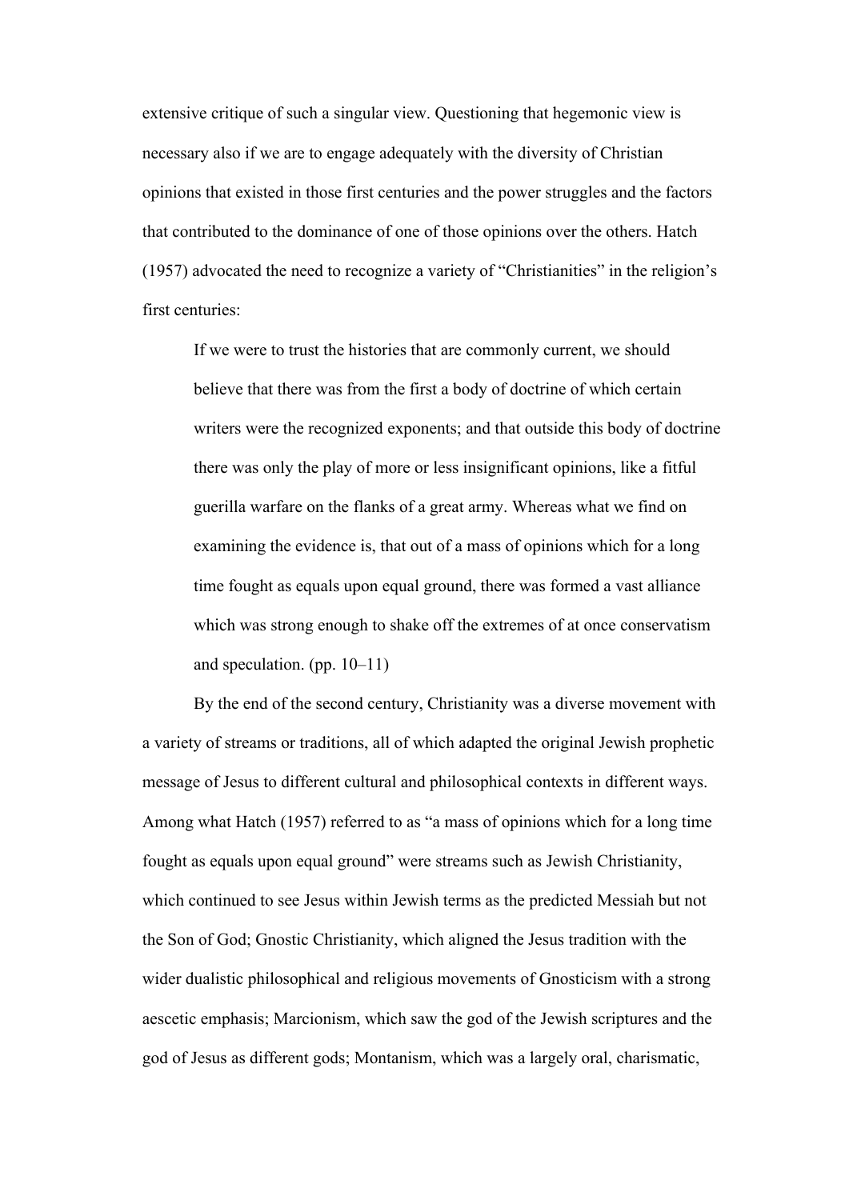extensive critique of such a singular view. Questioning that hegemonic view is necessary also if we are to engage adequately with the diversity of Christian opinions that existed in those first centuries and the power struggles and the factors that contributed to the dominance of one of those opinions over the others. Hatch (1957) advocated the need to recognize a variety of "Christianities" in the religion's first centuries:

> If we were to trust the histories that are commonly current, we should believe that there was from the first a body of doctrine of which certain writers were the recognized exponents; and that outside this body of doctrine there was only the play of more or less insignificant opinions, like a fitful guerilla warfare on the flanks of a great army. Whereas what we find on examining the evidence is, that out of a mass of opinions which for a long time fought as equals upon equal ground, there was formed a vast alliance which was strong enough to shake off the extremes of at once conservatism and speculation. (pp. 10–11)

By the end of the second century, Christianity was a diverse movement with a variety of streams or traditions, all of which adapted the original Jewish prophetic message of Jesus to different cultural and philosophical contexts in different ways. Among what Hatch (1957) referred to as "a mass of opinions which for a long time fought as equals upon equal ground" were streams such as Jewish Christianity, which continued to see Jesus within Jewish terms as the predicted Messiah but not the Son of God; Gnostic Christianity, which aligned the Jesus tradition with the wider dualistic philosophical and religious movements of Gnosticism with a strong aescetic emphasis; Marcionism, which saw the god of the Jewish scriptures and the god of Jesus as different gods; Montanism, which was a largely oral, charismatic,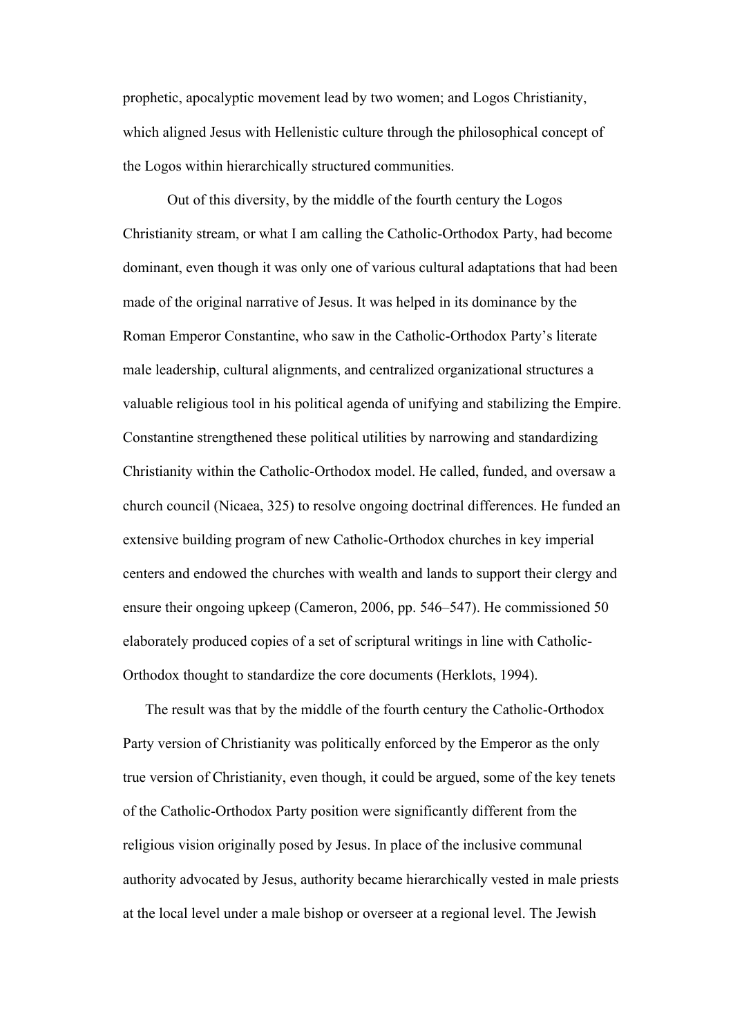prophetic, apocalyptic movement lead by two women; and Logos Christianity, which aligned Jesus with Hellenistic culture through the philosophical concept of the Logos within hierarchically structured communities.

Out of this diversity, by the middle of the fourth century the Logos Christianity stream, or what I am calling the Catholic-Orthodox Party, had become dominant, even though it was only one of various cultural adaptations that had been made of the original narrative of Jesus. It was helped in its dominance by the Roman Emperor Constantine, who saw in the Catholic-Orthodox Party's literate male leadership, cultural alignments, and centralized organizational structures a valuable religious tool in his political agenda of unifying and stabilizing the Empire. Constantine strengthened these political utilities by narrowing and standardizing Christianity within the Catholic-Orthodox model. He called, funded, and oversaw a church council (Nicaea, 325) to resolve ongoing doctrinal differences. He funded an extensive building program of new Catholic-Orthodox churches in key imperial centers and endowed the churches with wealth and lands to support their clergy and ensure their ongoing upkeep (Cameron, 2006, pp. 546–547). He commissioned 50 elaborately produced copies of a set of scriptural writings in line with Catholic-Orthodox thought to standardize the core documents (Herklots, 1994).

The result was that by the middle of the fourth century the Catholic-Orthodox Party version of Christianity was politically enforced by the Emperor as the only true version of Christianity, even though, it could be argued, some of the key tenets of the Catholic-Orthodox Party position were significantly different from the religious vision originally posed by Jesus. In place of the inclusive communal authority advocated by Jesus, authority became hierarchically vested in male priests at the local level under a male bishop or overseer at a regional level. The Jewish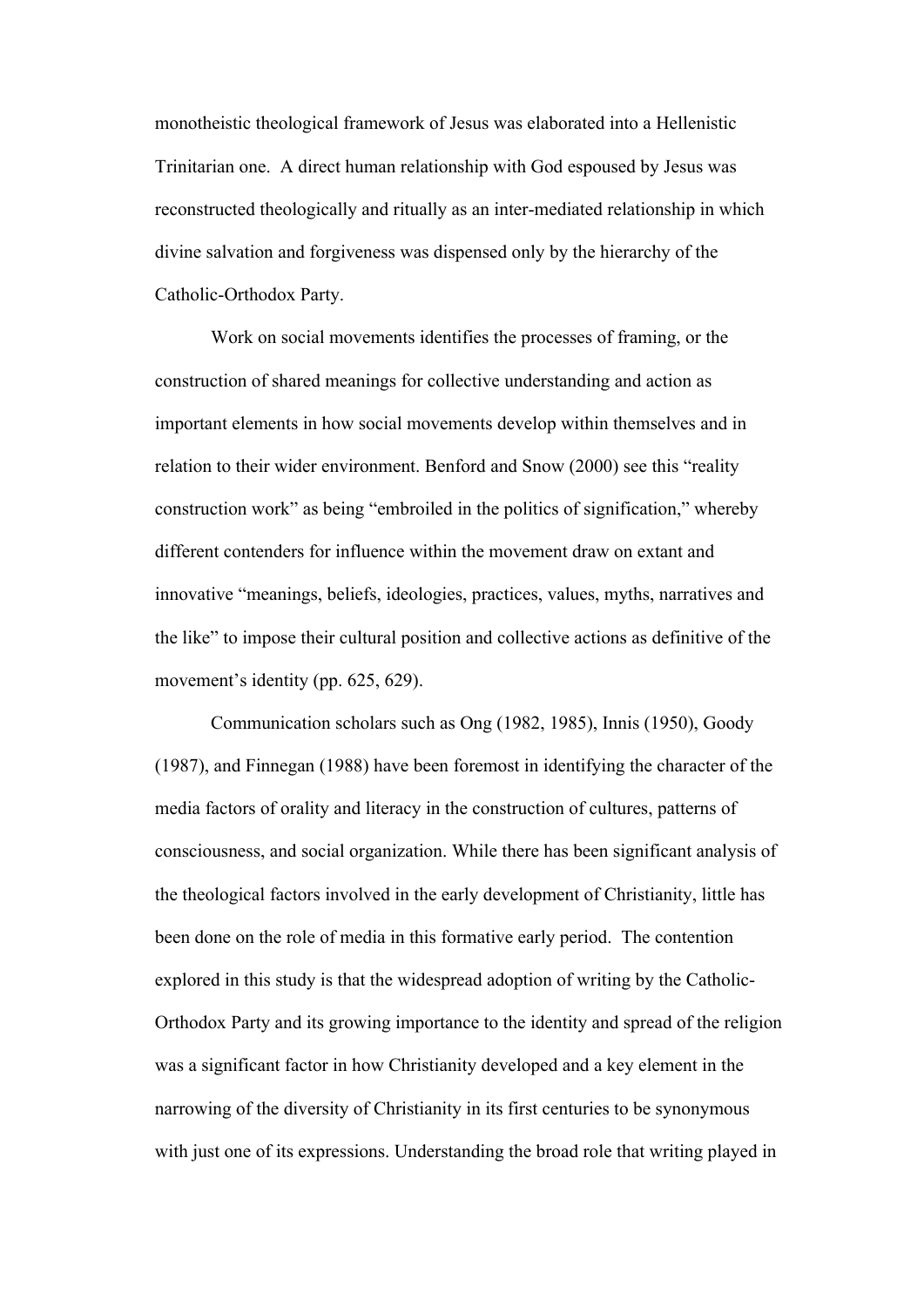monotheistic theological framework of Jesus was elaborated into a Hellenistic Trinitarian one. A direct human relationship with God espoused by Jesus was reconstructed theologically and ritually as an inter-mediated relationship in which divine salvation and forgiveness was dispensed only by the hierarchy of the Catholic-Orthodox Party.

Work on social movements identifies the processes of framing, or the construction of shared meanings for collective understanding and action as important elements in how social movements develop within themselves and in relation to their wider environment. Benford and Snow (2000) see this "reality construction work" as being "embroiled in the politics of signification," whereby different contenders for influence within the movement draw on extant and innovative "meanings, beliefs, ideologies, practices, values, myths, narratives and the like" to impose their cultural position and collective actions as definitive of the movement's identity (pp. 625, 629).

Communication scholars such as Ong (1982, 1985), Innis (1950), Goody (1987), and Finnegan (1988) have been foremost in identifying the character of the media factors of orality and literacy in the construction of cultures, patterns of consciousness, and social organization. While there has been significant analysis of the theological factors involved in the early development of Christianity, little has been done on the role of media in this formative early period. The contention explored in this study is that the widespread adoption of writing by the Catholic-Orthodox Party and its growing importance to the identity and spread of the religion was a significant factor in how Christianity developed and a key element in the narrowing of the diversity of Christianity in its first centuries to be synonymous with just one of its expressions. Understanding the broad role that writing played in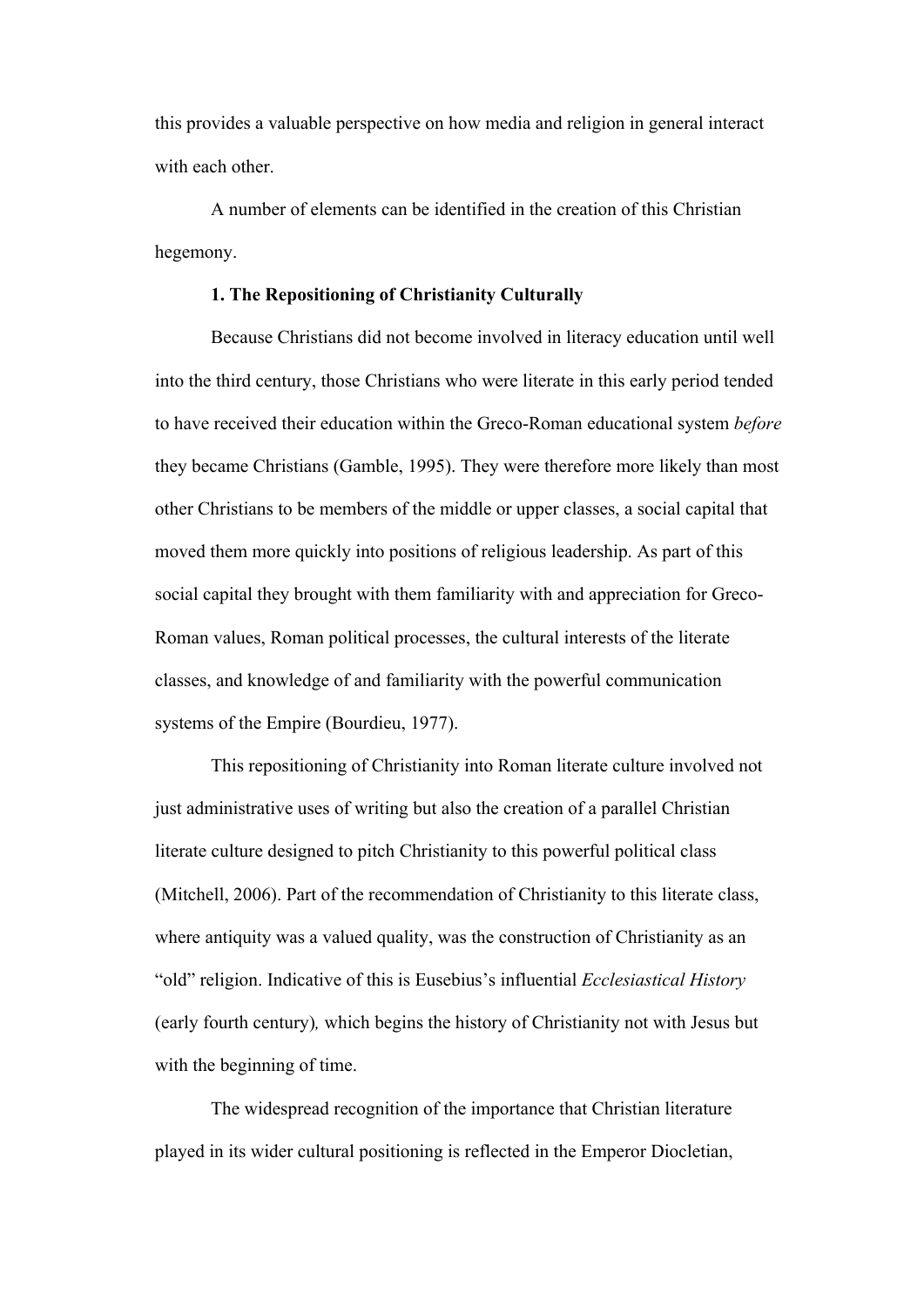this provides a valuable perspective on how media and religion in general interact with each other.

A number of elements can be identified in the creation of this Christian hegemony.

### 1. The Repositioning of Christianity Culturally

Because Christians did not become involved in literacy education until well into the third century, those Christians who were literate in this early period tended to have received their education within the Greco-Roman educational system *before* they became Christians (Gamble, 1995). They were therefore more likely than most other Christians to be members of the middle or upper classes, a social capital that moved them more quickly into positions of religious leadership. As part of this social capital they brought with them familiarity with and appreciation for Greco-Roman values, Roman political processes, the cultural interests of the literate classes, and knowledge of and familiarity with the powerful communication systems of the Empire (Bourdieu, 1977).

This repositioning of Christianity into Roman literate culture involved not just administrative uses of writing but also the creation of a parallel Christian literate culture designed to pitch Christianity to this powerful political class (Mitchell, 2006). Part of the recommendation of Christianity to this literate class, where antiquity was a valued quality, was the construction of Christianity as an "old" religion. Indicative of this is Eusebius's influential *Ecclesiastical History* (early fourth century), which begins the history of Christianity not with Jesus but with the beginning of time.

The widespread recognition of the importance that Christian literature played in its wider cultural positioning is reflected in the Emperor Diocletian,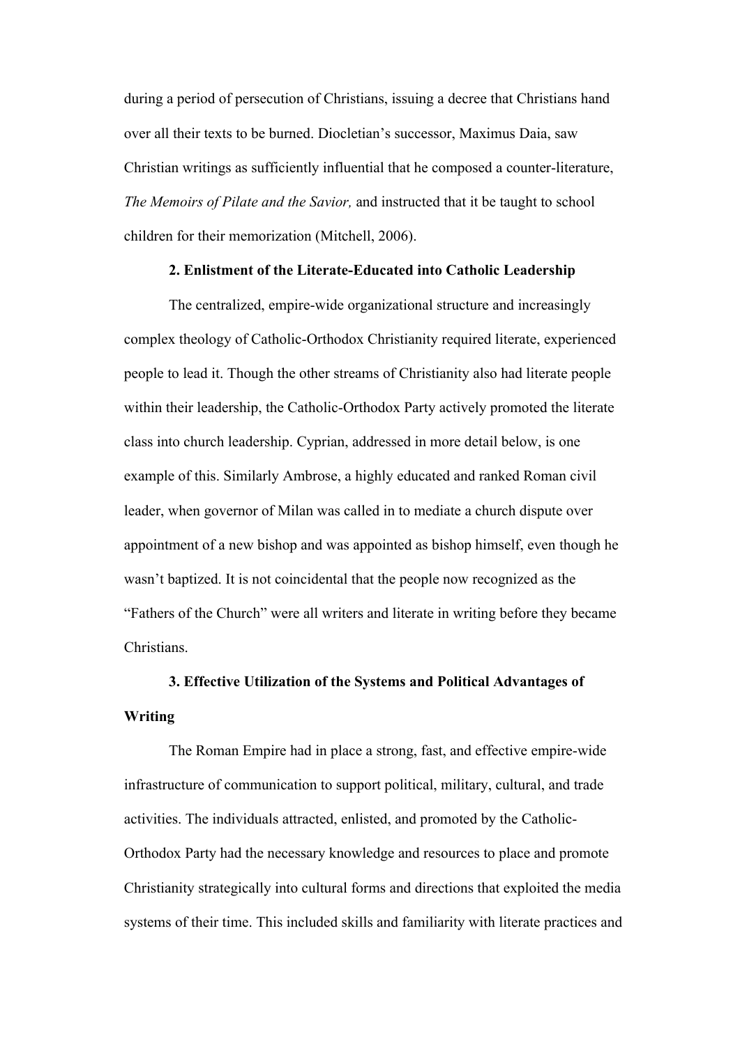during a period of persecution of Christians, issuing a decree that Christians hand over all their texts to be burned. Diocletian's successor, Maximus Daia, saw Christian writings as sufficiently influential that he composed a counter-literature, *The Memoirs of Pilate and the Savior,* and instructed that it be taught to school children for their memorization (Mitchell, 2006).

### 2. Enlistment of the Literate-Educated into Catholic Leadership

The centralized, empire-wide organizational structure and increasingly complex theology of Catholic-Orthodox Christianity required literate, experienced people to lead it. Though the other streams of Christianity also had literate people within their leadership, the Catholic-Orthodox Party actively promoted the literate class into church leadership. Cyprian, addressed in more detail below, is one example of this. Similarly Ambrose, a highly educated and ranked Roman civil leader, when governor of Milan was called in to mediate a church dispute over appointment of a new bishop and was appointed as bishop himself, even though he wasn't baptized. It is not coincidental that the people now recognized as the "Fathers of the Church" were all writers and literate in writing before they became Christians.

### 3. Effective Utilization of the Systems and Political Advantages of Writing

The Roman Empire had in place a strong, fast, and effective empire-wide infrastructure of communication to support political, military, cultural, and trade activities. The individuals attracted, enlisted, and promoted by the Catholic-Orthodox Party had the necessary knowledge and resources to place and promote Christianity strategically into cultural forms and directions that exploited the media systems of their time. This included skills and familiarity with literate practices and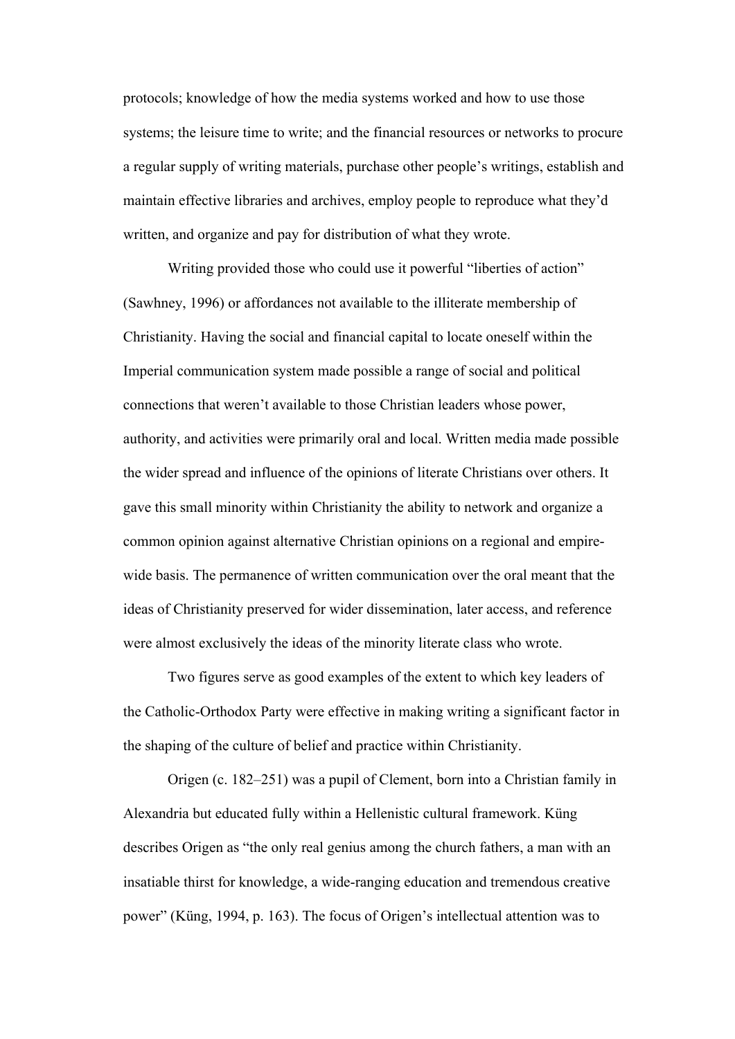protocols; knowledge of how the media systems worked and how to use those systems; the leisure time to write; and the financial resources or networks to procure a regular supply of writing materials, purchase other people's writings, establish and maintain effective libraries and archives, employ people to reproduce what they'd written, and organize and pay for distribution of what they wrote.

Writing provided those who could use it powerful "liberties of action" (Sawhney, 1996) or affordances not available to the illiterate membership of Christianity. Having the social and financial capital to locate oneself within the Imperial communication system made possible a range of social and political connections that weren't available to those Christian leaders whose power, authority, and activities were primarily oral and local. Written media made possible the wider spread and influence of the opinions of literate Christians over others. It gave this small minority within Christianity the ability to network and organize a common opinion against alternative Christian opinions on a regional and empire-wide basis. The permanence of written communication over the oral meant that the ideas of Christianity preserved for wider dissemination, later access, and reference were almost exclusively the ideas of the minority literate class who wrote.

Two figures serve as good examples of the extent to which key leaders of the Catholic-Orthodox Party were effective in making writing a significant factor in the shaping of the culture of belief and practice within Christianity.

Origen (c. 182–251) was a pupil of Clement, born into a Christian family in Alexandria but educated fully within a Hellenistic cultural framework. Küng describes Origen as "the only real genius among the church fathers, a man with an insatiable thirst for knowledge, a wide-ranging education and tremendous creative power" (Küng, 1994, p. 163). The focus of Origen's intellectual attention was to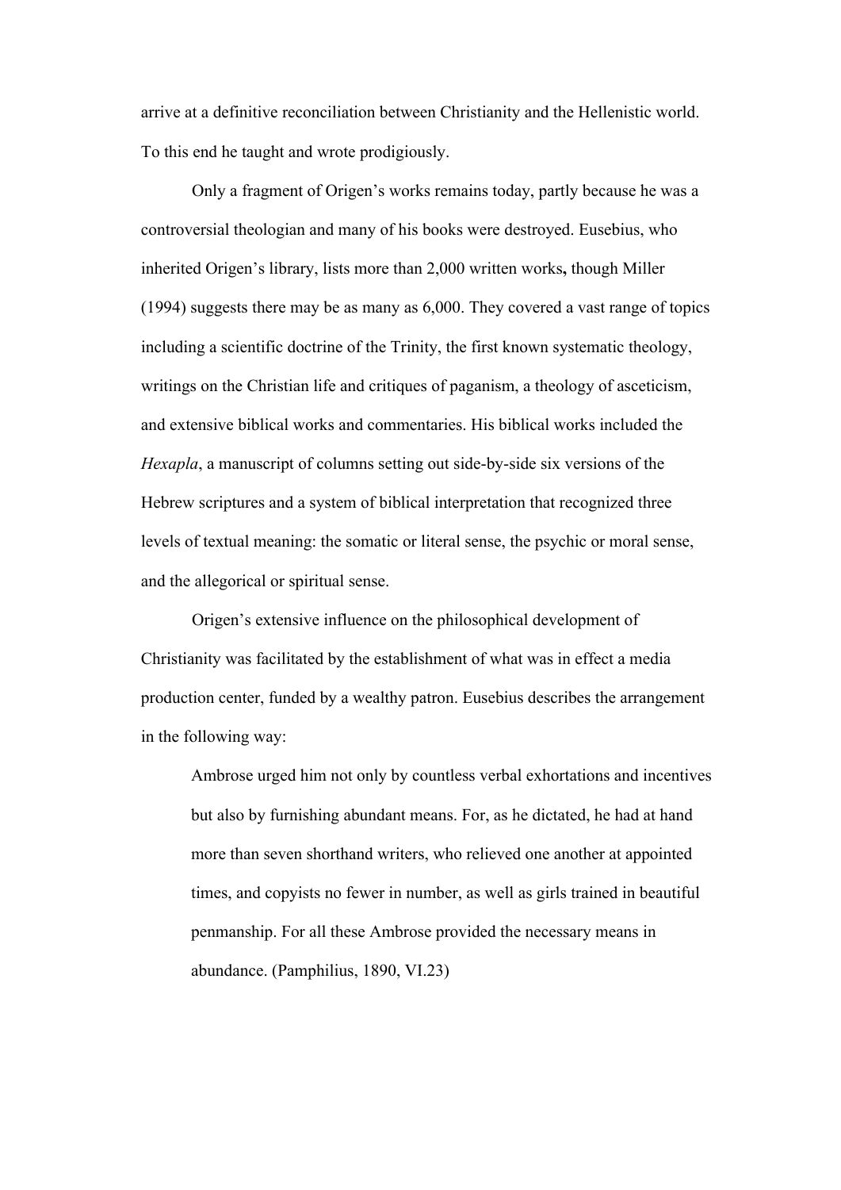arrive at a definitive reconciliation between Christianity and the Hellenistic world. To this end he taught and wrote prodigiously.

Only a fragment of Origen's works remains today, partly because he was a controversial theologian and many of his books were destroyed. Eusebius, who inherited Origen's library, lists more than 2,000 written works**,** though Miller (1994) suggests there may be as many as 6,000. They covered a vast range of topics including a scientific doctrine of the Trinity, the first known systematic theology, writings on the Christian life and critiques of paganism, a theology of asceticism, and extensive biblical works and commentaries. His biblical works included the *Hexapla*, a manuscript of columns setting out side-by-side six versions of the Hebrew scriptures and a system of biblical interpretation that recognized three levels of textual meaning: the somatic or literal sense, the psychic or moral sense, and the allegorical or spiritual sense.

Origen's extensive influence on the philosophical development of Christianity was facilitated by the establishment of what was in effect a media production center, funded by a wealthy patron. Eusebius describes the arrangement in the following way:

> Ambrose urged him not only by countless verbal exhortations and incentives but also by furnishing abundant means. For, as he dictated, he had at hand more than seven shorthand writers, who relieved one another at appointed times, and copyists no fewer in number, as well as girls trained in beautiful penmanship. For all these Ambrose provided the necessary means in abundance. (Pamphilius, 1890, VI.23)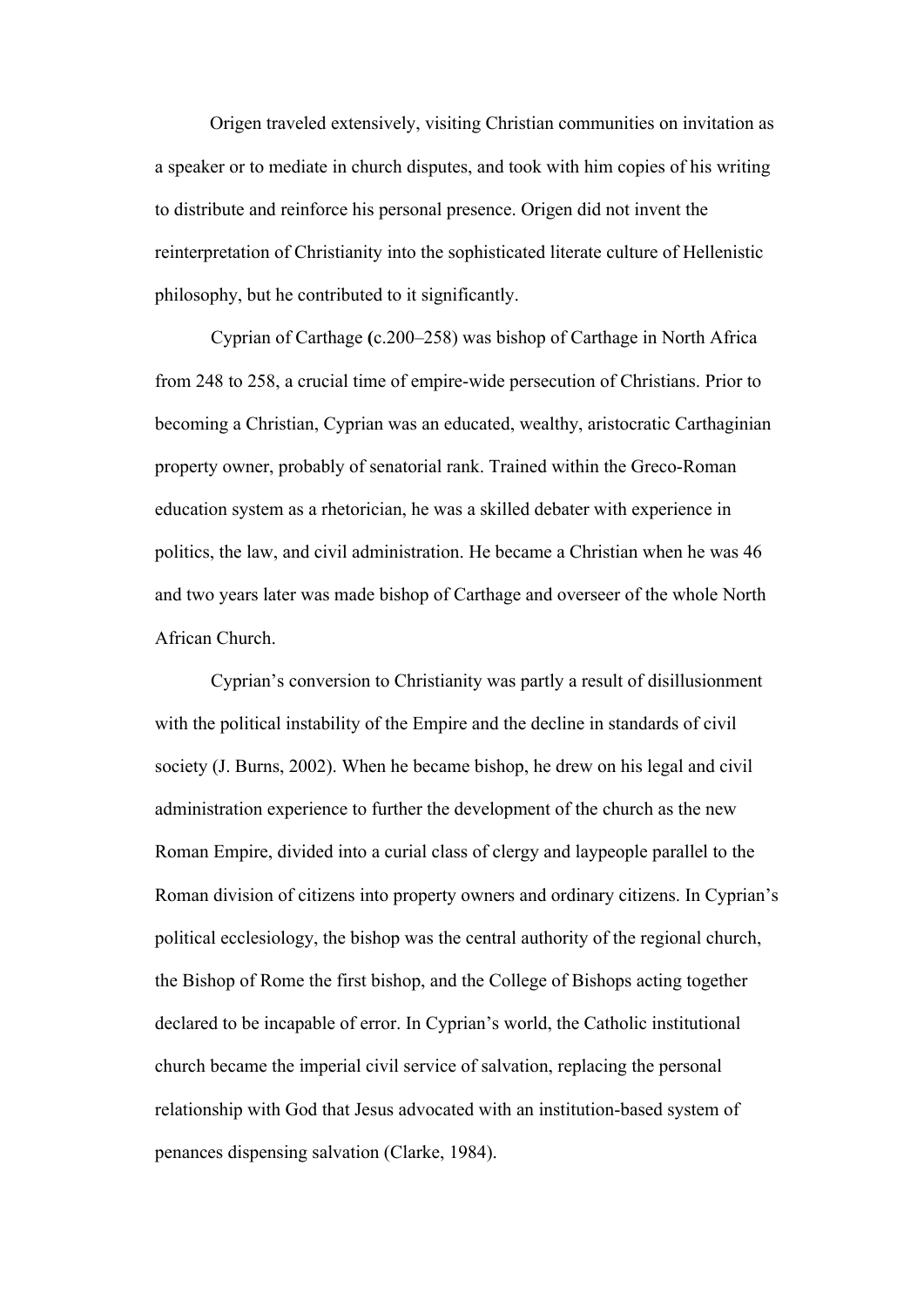Origen traveled extensively, visiting Christian communities on invitation as a speaker or to mediate in church disputes, and took with him copies of his writing to distribute and reinforce his personal presence. Origen did not invent the reinterpretation of Christianity into the sophisticated literate culture of Hellenistic philosophy, but he contributed to it significantly.

Cyprian of Carthage (c.200–258) was bishop of Carthage in North Africa from 248 to 258, a crucial time of empire-wide persecution of Christians. Prior to becoming a Christian, Cyprian was an educated, wealthy, aristocratic Carthaginian property owner, probably of senatorial rank. Trained within the Greco-Roman education system as a rhetorician, he was a skilled debater with experience in politics, the law, and civil administration. He became a Christian when he was 46 and two years later was made bishop of Carthage and overseer of the whole North African Church.

Cyprian's conversion to Christianity was partly a result of disillusionment with the political instability of the Empire and the decline in standards of civil society (J. Burns, 2002). When he became bishop, he drew on his legal and civil administration experience to further the development of the church as the new Roman Empire, divided into a curial class of clergy and laypeople parallel to the Roman division of citizens into property owners and ordinary citizens. In Cyprian's political ecclesiology, the bishop was the central authority of the regional church, the Bishop of Rome the first bishop, and the College of Bishops acting together declared to be incapable of error. In Cyprian's world, the Catholic institutional church became the imperial civil service of salvation, replacing the personal relationship with God that Jesus advocated with an institution-based system of penances dispensing salvation (Clarke, 1984).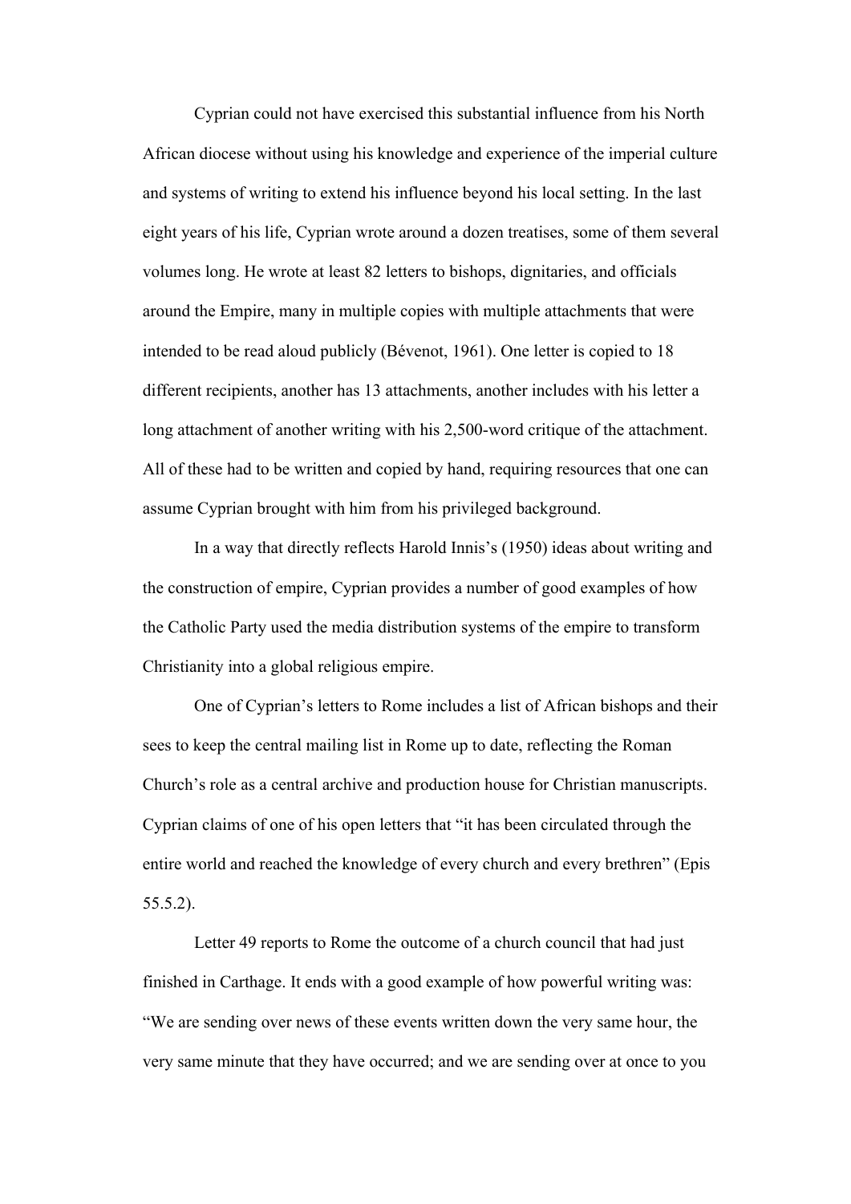Cyprian could not have exercised this substantial influence from his North African diocese without using his knowledge and experience of the imperial culture and systems of writing to extend his influence beyond his local setting. In the last eight years of his life, Cyprian wrote around a dozen treatises, some of them several volumes long. He wrote at least 82 letters to bishops, dignitaries, and officials around the Empire, many in multiple copies with multiple attachments that were intended to be read aloud publicly (Bévenot, 1961). One letter is copied to 18 different recipients, another has 13 attachments, another includes with his letter a long attachment of another writing with his 2,500-word critique of the attachment. All of these had to be written and copied by hand, requiring resources that one can assume Cyprian brought with him from his privileged background.

In a way that directly reflects Harold Innis's (1950) ideas about writing and the construction of empire, Cyprian provides a number of good examples of how the Catholic Party used the media distribution systems of the empire to transform Christianity into a global religious empire.

One of Cyprian's letters to Rome includes a list of African bishops and their sees to keep the central mailing list in Rome up to date, reflecting the Roman Church's role as a central archive and production house for Christian manuscripts. Cyprian claims of one of his open letters that "it has been circulated through the entire world and reached the knowledge of every church and every brethren" (Epis 55.5.2).

Letter 49 reports to Rome the outcome of a church council that had just finished in Carthage. It ends with a good example of how powerful writing was: "We are sending over news of these events written down the very same hour, the very same minute that they have occurred; and we are sending over at once to you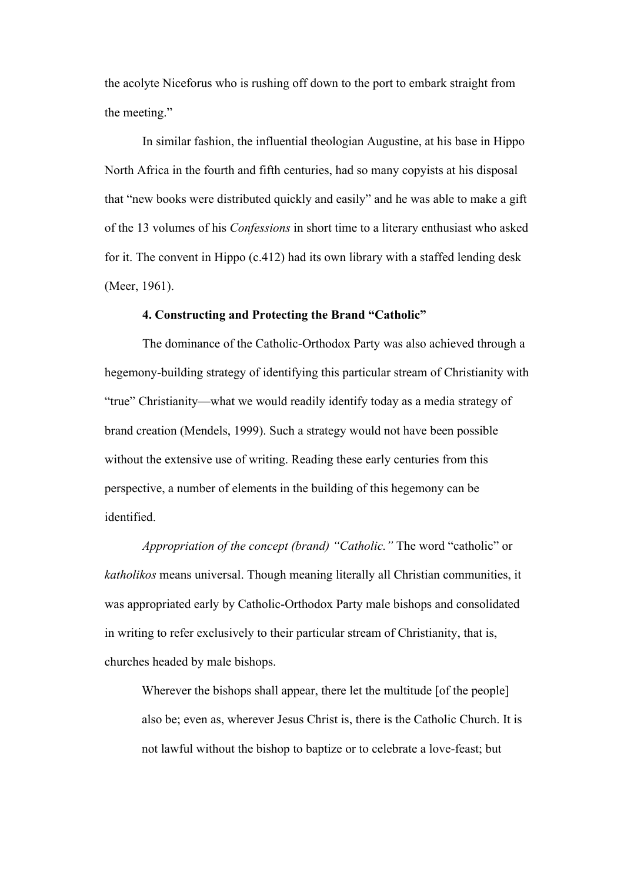the acolyte Niceforus who is rushing off down to the port to embark straight from the meeting."

In similar fashion, the influential theologian Augustine, at his base in Hippo North Africa in the fourth and fifth centuries, had so many copyists at his disposal that "new books were distributed quickly and easily" and he was able to make a gift of the 13 volumes of his *Confessions* in short time to a literary enthusiast who asked for it. The convent in Hippo (c.412) had its own library with a staffed lending desk (Meer, 1961).

**4. Constructing and Protecting the Brand "Catholic"**

The dominance of the Catholic-Orthodox Party was also achieved through a hegemony-building strategy of identifying this particular stream of Christianity with "true" Christianity—what we would readily identify today as a media strategy of brand creation (Mendels, 1999). Such a strategy would not have been possible without the extensive use of writing. Reading these early centuries from this perspective, a number of elements in the building of this hegemony can be identified.

*Appropriation of the concept (brand) "Catholic."* The word "catholic" or *katholikos* means universal. Though meaning literally all Christian communities, it was appropriated early by Catholic-Orthodox Party male bishops and consolidated in writing to refer exclusively to their particular stream of Christianity, that is, churches headed by male bishops.

> Wherever the bishops shall appear, there let the multitude [of the people] also be; even as, wherever Jesus Christ is, there is the Catholic Church. It is not lawful without the bishop to baptize or to celebrate a love-feast; but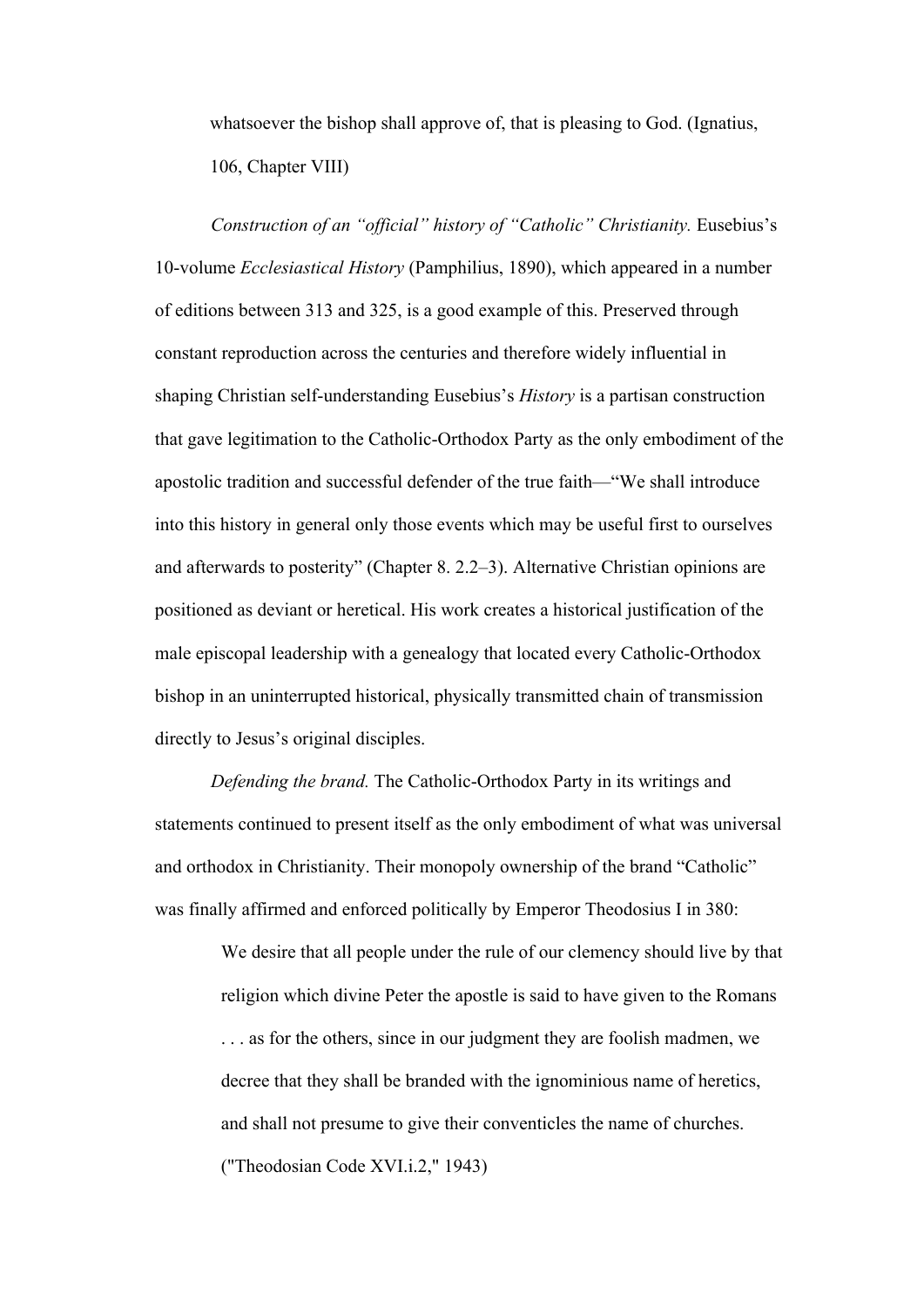> whatsoever the bishop shall approve of, that is pleasing to God. (Ignatius, 106, Chapter VIII)

*Construction of an "official" history of "Catholic" Christianity.* Eusebius's 10-volume *Ecclesiastical History* (Pamphilius, 1890), which appeared in a number of editions between 313 and 325, is a good example of this. Preserved through constant reproduction across the centuries and therefore widely influential in shaping Christian self-understanding Eusebius's *History* is a partisan construction that gave legitimation to the Catholic-Orthodox Party as the only embodiment of the apostolic tradition and successful defender of the true faith—"We shall introduce into this history in general only those events which may be useful first to ourselves and afterwards to posterity" (Chapter 8. 2.2–3). Alternative Christian opinions are positioned as deviant or heretical. His work creates a historical justification of the male episcopal leadership with a genealogy that located every Catholic-Orthodox bishop in an uninterrupted historical, physically transmitted chain of transmission directly to Jesus's original disciples.

*Defending the brand.* The Catholic-Orthodox Party in its writings and statements continued to present itself as the only embodiment of what was universal and orthodox in Christianity. Their monopoly ownership of the brand "Catholic" was finally affirmed and enforced politically by Emperor Theodosius I in 380:

> We desire that all people under the rule of our clemency should live by that religion which divine Peter the apostle is said to have given to the Romans . . . as for the others, since in our judgment they are foolish madmen, we decree that they shall be branded with the ignominious name of heretics, and shall not presume to give their conventicles the name of churches. ("Theodosian Code XVI.i.2," 1943)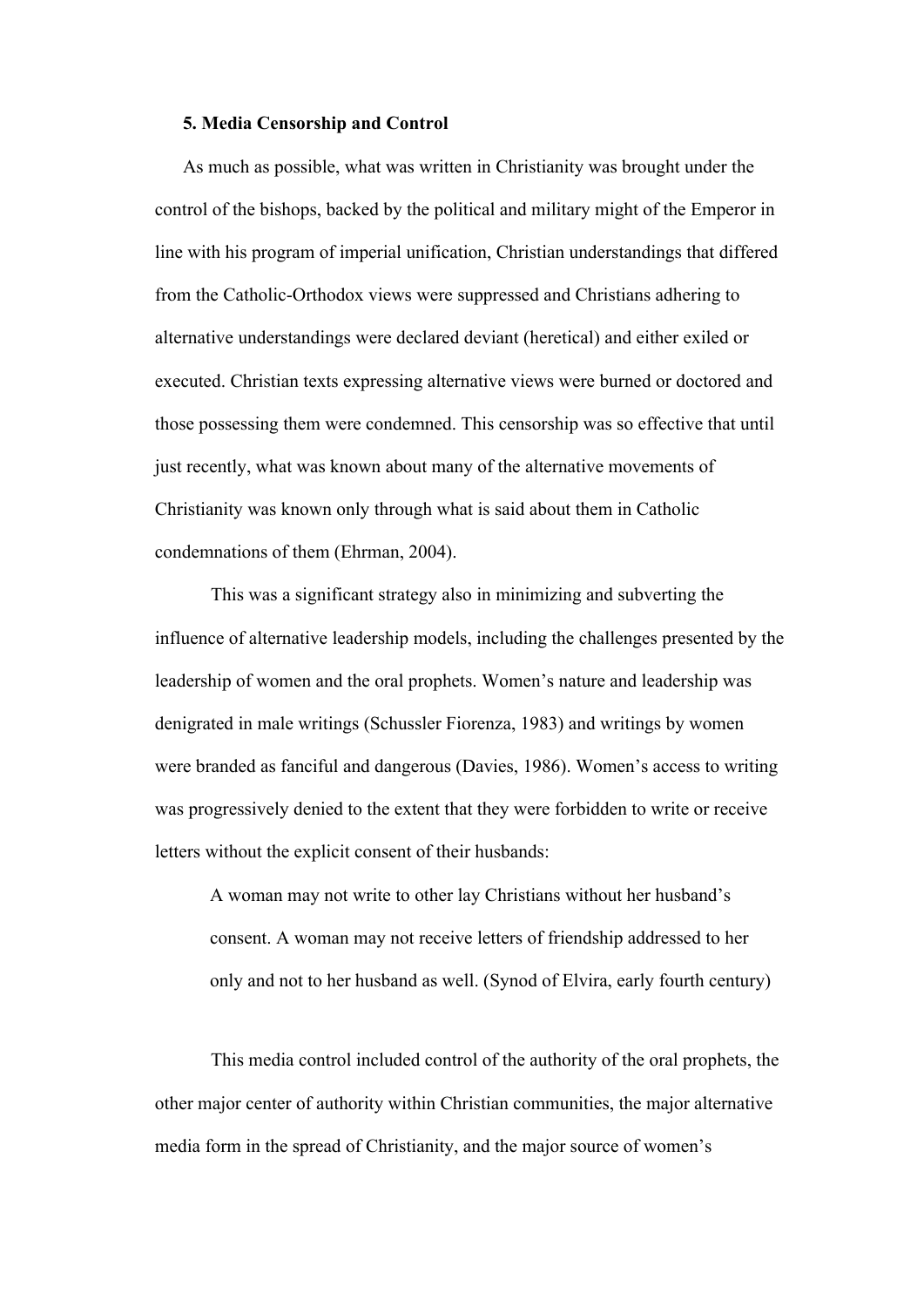**5. Media Censorship and Control**

As much as possible, what was written in Christianity was brought under the control of the bishops, backed by the political and military might of the Emperor in line with his program of imperial unification, Christian understandings that differed from the Catholic-Orthodox views were suppressed and Christians adhering to alternative understandings were declared deviant (heretical) and either exiled or executed. Christian texts expressing alternative views were burned or doctored and those possessing them were condemned. This censorship was so effective that until just recently, what was known about many of the alternative movements of Christianity was known only through what is said about them in Catholic condemnations of them (Ehrman, 2004).

This was a significant strategy also in minimizing and subverting the influence of alternative leadership models, including the challenges presented by the leadership of women and the oral prophets. Women's nature and leadership was denigrated in male writings (Schussler Fiorenza, 1983) and writings by women were branded as fanciful and dangerous (Davies, 1986). Women's access to writing was progressively denied to the extent that they were forbidden to write or receive letters without the explicit consent of their husbands:

> A woman may not write to other lay Christians without her husband's consent. A woman may not receive letters of friendship addressed to her only and not to her husband as well. (Synod of Elvira, early fourth century)

This media control included control of the authority of the oral prophets, the other major center of authority within Christian communities, the major alternative media form in the spread of Christianity, and the major source of women's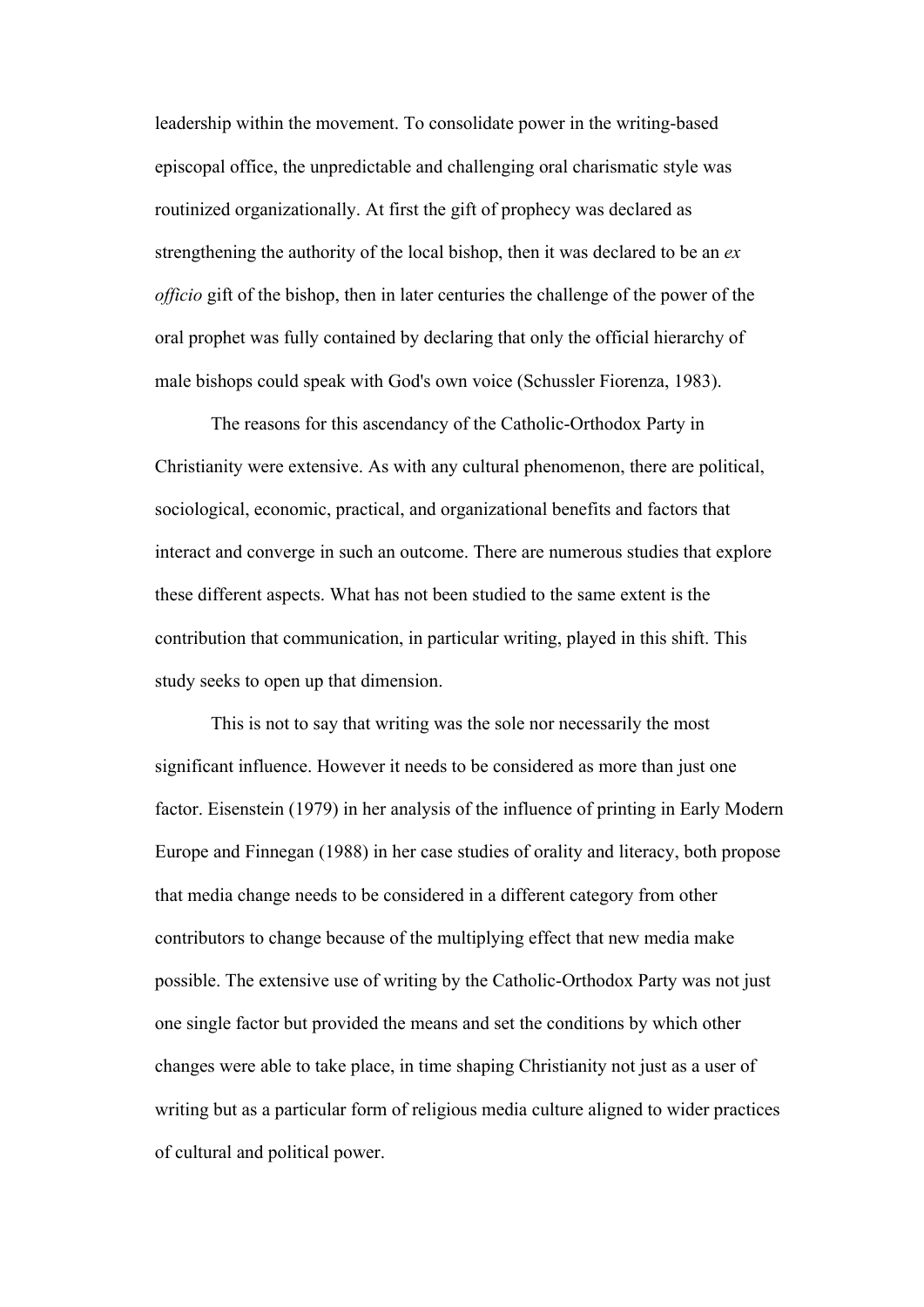leadership within the movement. To consolidate power in the writing-based episcopal office, the unpredictable and challenging oral charismatic style was routinized organizationally. At first the gift of prophecy was declared as strengthening the authority of the local bishop, then it was declared to be an *ex officio* gift of the bishop, then in later centuries the challenge of the power of the oral prophet was fully contained by declaring that only the official hierarchy of male bishops could speak with God's own voice (Schussler Fiorenza, 1983).

The reasons for this ascendancy of the Catholic-Orthodox Party in Christianity were extensive. As with any cultural phenomenon, there are political, sociological, economic, practical, and organizational benefits and factors that interact and converge in such an outcome. There are numerous studies that explore these different aspects. What has not been studied to the same extent is the contribution that communication, in particular writing, played in this shift. This study seeks to open up that dimension.

This is not to say that writing was the sole nor necessarily the most significant influence. However it needs to be considered as more than just one factor. Eisenstein (1979) in her analysis of the influence of printing in Early Modern Europe and Finnegan (1988) in her case studies of orality and literacy, both propose that media change needs to be considered in a different category from other contributors to change because of the multiplying effect that new media make possible. The extensive use of writing by the Catholic-Orthodox Party was not just one single factor but provided the means and set the conditions by which other changes were able to take place, in time shaping Christianity not just as a user of writing but as a particular form of religious media culture aligned to wider practices of cultural and political power.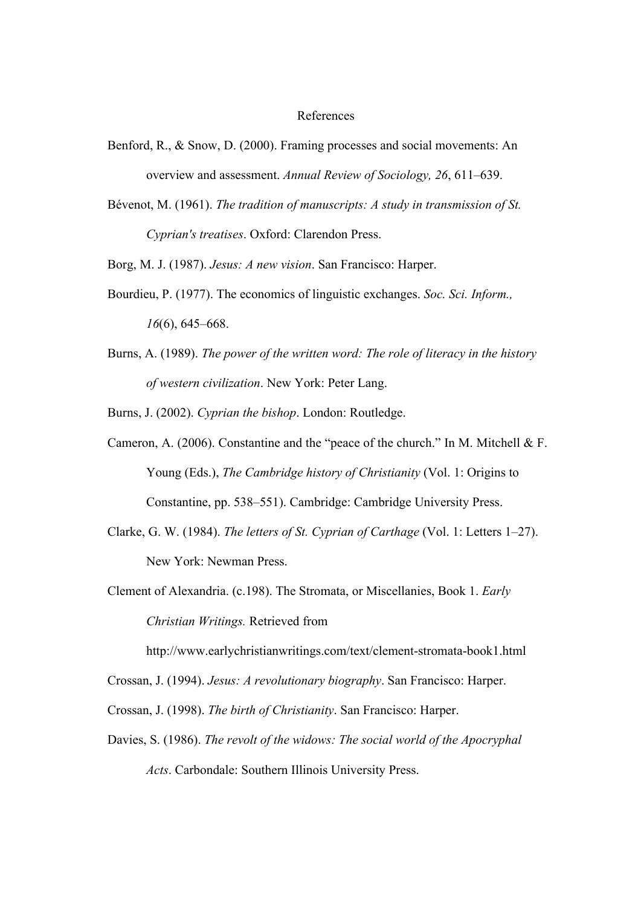# References

Benford, R., & Snow, D. (2000). Framing processes and social movements: An overview and assessment. *Annual Review of Sociology, 26*, 611–639.

Bévenot, M. (1961). *The tradition of manuscripts: A study in transmission of St. Cyprian's treatises*. Oxford: Clarendon Press.

Borg, M. J. (1987). *Jesus: A new vision*. San Francisco: Harper.

Bourdieu, P. (1977). The economics of linguistic exchanges. *Soc. Sci. Inform., 16*(6), 645–668.

Burns, A. (1989). *The power of the written word: The role of literacy in the history of western civilization*. New York: Peter Lang.

Burns, J. (2002). *Cyprian the bishop*. London: Routledge.

Cameron, A. (2006). Constantine and the "peace of the church." In M. Mitchell & F. Young (Eds.), *The Cambridge history of Christianity* (Vol. 1: Origins to Constantine, pp. 538–551). Cambridge: Cambridge University Press.

Clarke, G. W. (1984). *The letters of St. Cyprian of Carthage* (Vol. 1: Letters 1–27). New York: Newman Press.

Clement of Alexandria. (c.198). The Stromata, or Miscellanies, Book 1. *Early Christian Writings.* Retrieved from http://www.earlychristianwritings.com/text/clement-stromata-book1.html

Crossan, J. (1994). *Jesus: A revolutionary biography*. San Francisco: Harper.

Crossan, J. (1998). *The birth of Christianity*. San Francisco: Harper.

Davies, S. (1986). *The revolt of the widows: The social world of the Apocryphal Acts*. Carbondale: Southern Illinois University Press.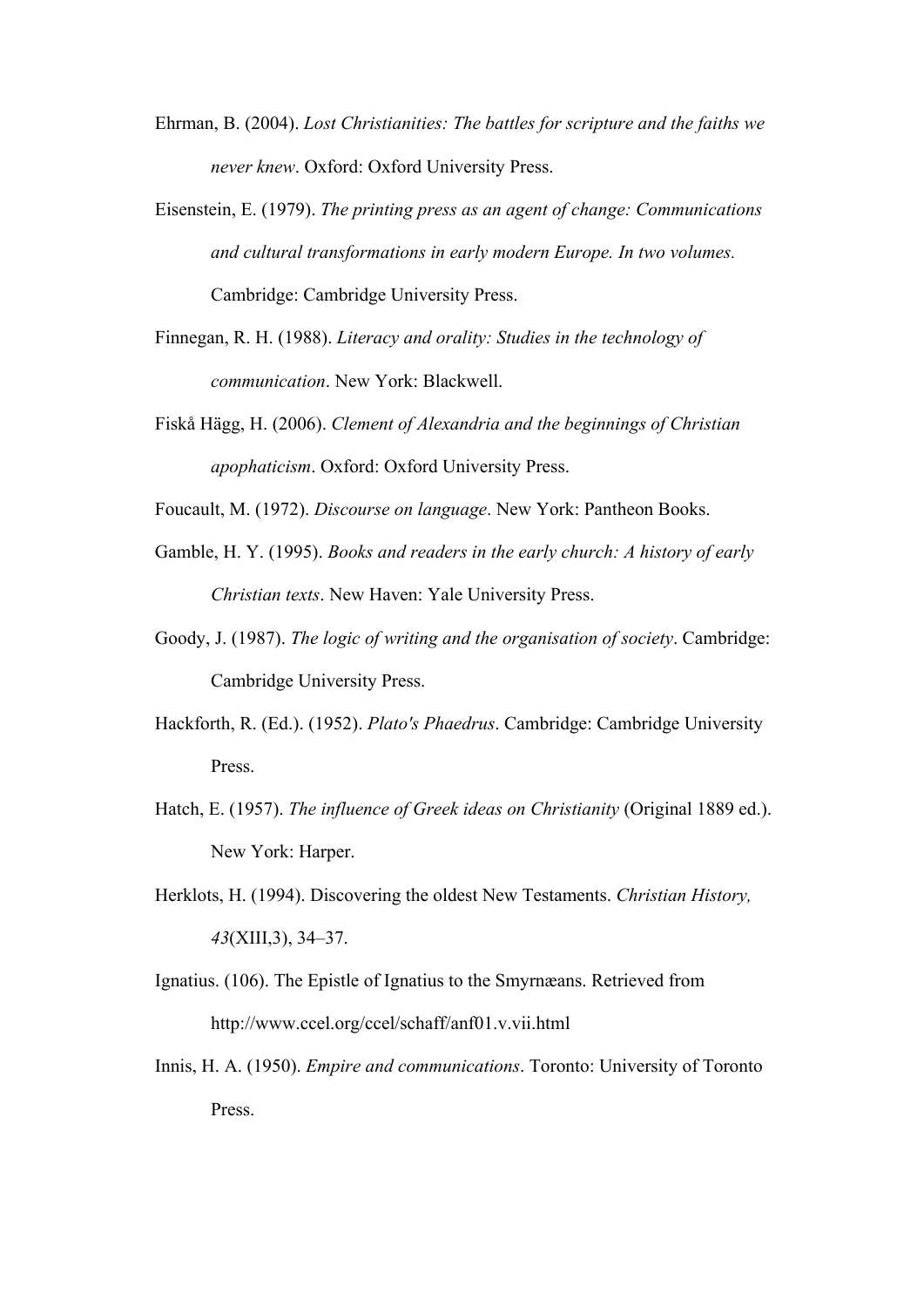Ehrman, B. (2004). *Lost Christianities: The battles for scripture and the faiths we never knew*. Oxford: Oxford University Press.

Eisenstein, E. (1979). *The printing press as an agent of change: Communications and cultural transformations in early modern Europe. In two volumes.* Cambridge: Cambridge University Press.

Finnegan, R. H. (1988). *Literacy and orality: Studies in the technology of communication*. New York: Blackwell.

Fiskå Hägg, H. (2006). *Clement of Alexandria and the beginnings of Christian apophaticism*. Oxford: Oxford University Press.

Foucault, M. (1972). *Discourse on language*. New York: Pantheon Books.

Gamble, H. Y. (1995). *Books and readers in the early church: A history of early Christian texts*. New Haven: Yale University Press.

Goody, J. (1987). *The logic of writing and the organisation of society*. Cambridge: Cambridge University Press.

Hackforth, R. (Ed.). (1952). *Plato's Phaedrus*. Cambridge: Cambridge University Press.

Hatch, E. (1957). *The influence of Greek ideas on Christianity* (Original 1889 ed.). New York: Harper.

Herklots, H. (1994). Discovering the oldest New Testaments. *Christian History, 43*(XIII,3), 34–37.

Ignatius. (106). The Epistle of Ignatius to the Smyrnæans. Retrieved from http://www.ccel.org/ccel/schaff/anf01.v.vii.html

Innis, H. A. (1950). *Empire and communications*. Toronto: University of Toronto Press.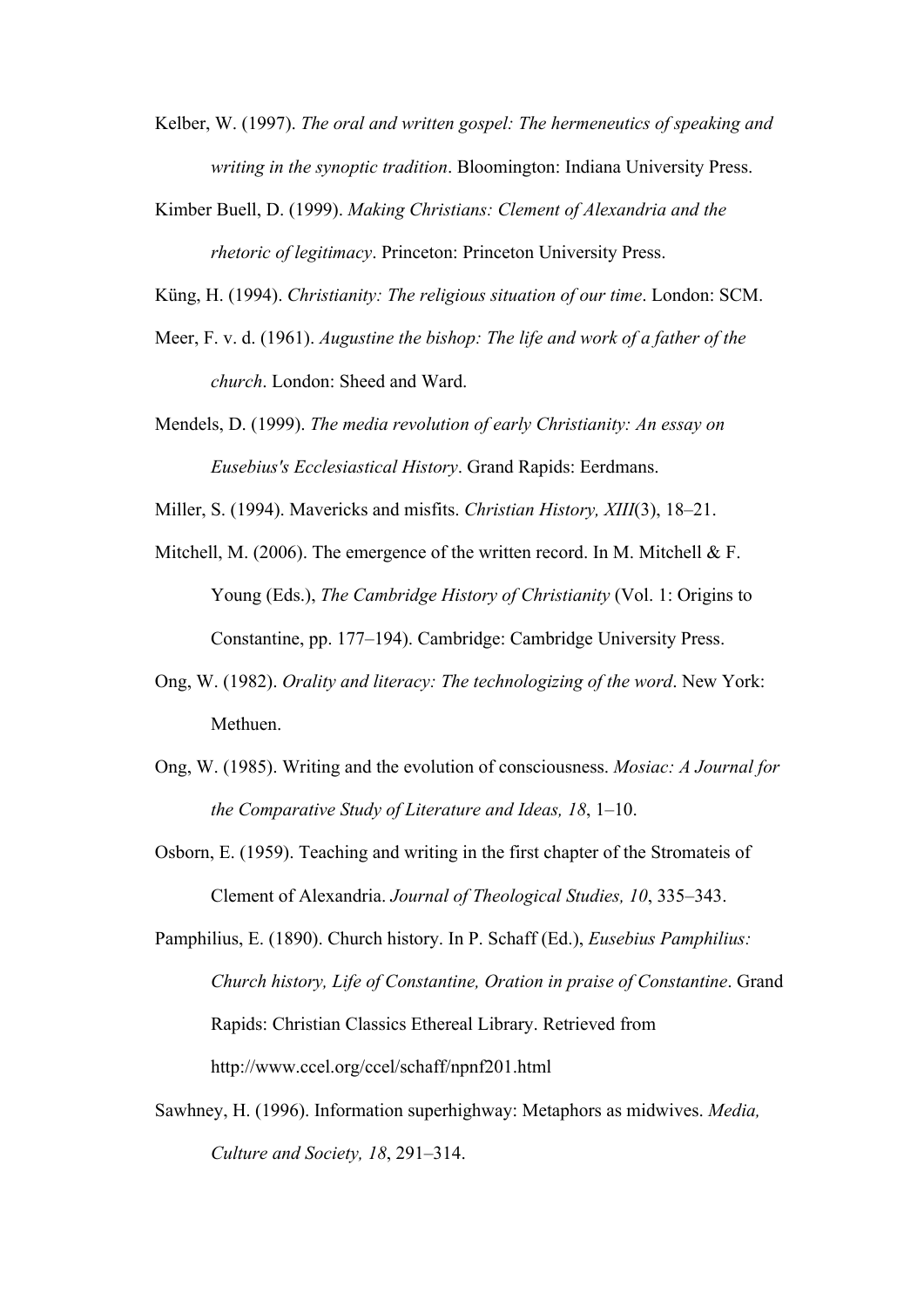Kelber, W. (1997). *The oral and written gospel: The hermeneutics of speaking and writing in the synoptic tradition*. Bloomington: Indiana University Press.

Kimber Buell, D. (1999). *Making Christians: Clement of Alexandria and the rhetoric of legitimacy*. Princeton: Princeton University Press.

Küng, H. (1994). *Christianity: The religious situation of our time*. London: SCM.

Meer, F. v. d. (1961). *Augustine the bishop: The life and work of a father of the church*. London: Sheed and Ward.

Mendels, D. (1999). *The media revolution of early Christianity: An essay on Eusebius's Ecclesiastical History*. Grand Rapids: Eerdmans.

Miller, S. (1994). Mavericks and misfits. *Christian History, XIII*(3), 18–21.

Mitchell, M. (2006). The emergence of the written record. In M. Mitchell & F. Young (Eds.), *The Cambridge History of Christianity* (Vol. 1: Origins to Constantine, pp. 177–194). Cambridge: Cambridge University Press.

Ong, W. (1982). *Orality and literacy: The technologizing of the word*. New York: Methuen.

Ong, W. (1985). Writing and the evolution of consciousness. *Mosiac: A Journal for the Comparative Study of Literature and Ideas, 18*, 1–10.

Osborn, E. (1959). Teaching and writing in the first chapter of the Stromateis of Clement of Alexandria. *Journal of Theological Studies, 10*, 335–343.

Pamphilius, E. (1890). Church history. In P. Schaff (Ed.), *Eusebius Pamphilius: Church history, Life of Constantine, Oration in praise of Constantine*. Grand Rapids: Christian Classics Ethereal Library. Retrieved from http://www.ccel.org/ccel/schaff/npnf201.html

Sawhney, H. (1996). Information superhighway: Metaphors as midwives. *Media, Culture and Society, 18*, 291–314.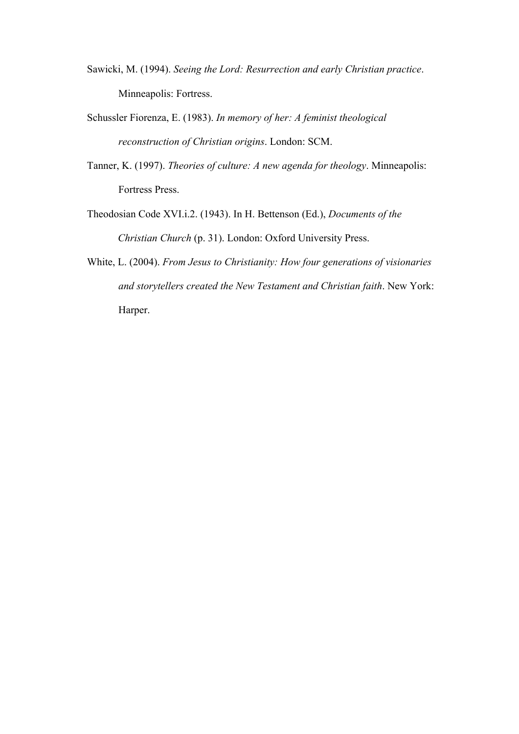Sawicki, M. (1994). *Seeing the Lord: Resurrection and early Christian practice*. Minneapolis: Fortress.

Schussler Fiorenza, E. (1983). *In memory of her: A feminist theological reconstruction of Christian origins*. London: SCM.

Tanner, K. (1997). *Theories of culture: A new agenda for theology*. Minneapolis: Fortress Press.

Theodosian Code XVI.i.2. (1943). In H. Bettenson (Ed.), *Documents of the Christian Church* (p. 31). London: Oxford University Press.

White, L. (2004). *From Jesus to Christianity: How four generations of visionaries and storytellers created the New Testament and Christian faith*. New York: Harper.